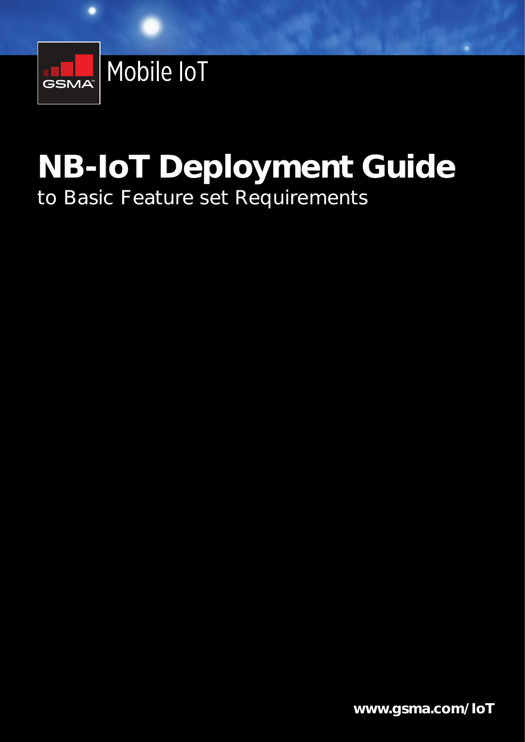Mobile IoT

# NB-IoT Deployment Guide

to Basic Feature set Requirements

www.gsma.com/IoT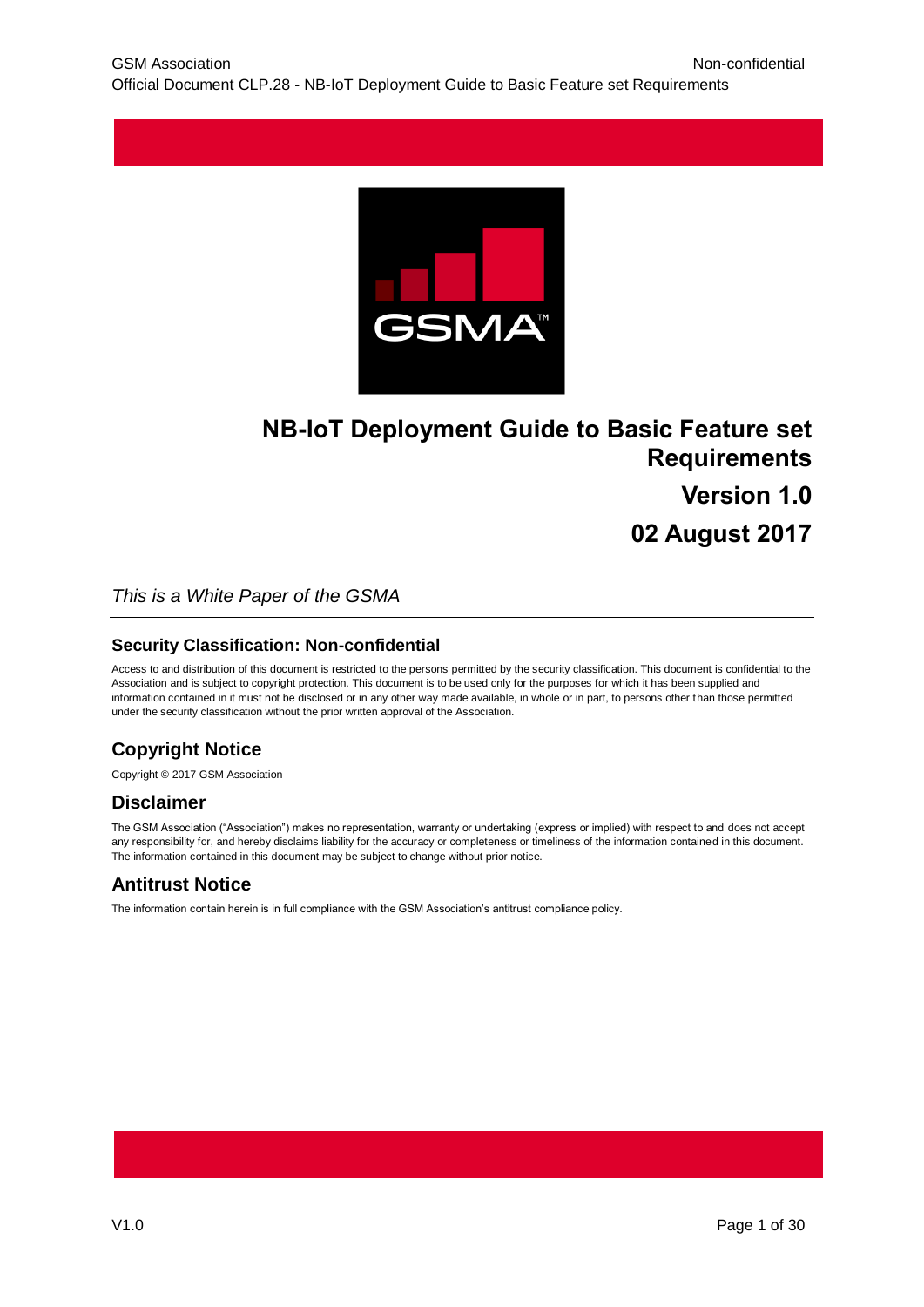# NB-IoT Deployment Guide to Basic Feature set Requirements

## Version 1.0

## 02 August 2017

*This is a White Paper of the GSMA*

### Security Classification: Non-confidential

Access to and distribution of this document is restricted to the persons permitted by the security classification. This document is confidential to the Association and is subject to copyright protection. This document is to be used only for the purposes for which it has been supplied and information contained in it must not be disclosed or in any other way made available, in whole or in part, to persons other than those permitted under the security classification without the prior written approval of the Association.

## Copyright Notice

Copyright © 2017 GSM Association

## Disclaimer

The GSM Association ("Association") makes no representation, warranty or undertaking (express or implied) with respect to and does not accept any responsibility for, and hereby disclaims liability for the accuracy or completeness or timeliness of the information contained in this document. The information contained in this document may be subject to change without prior notice.

## Antitrust Notice

The information contain herein is in full compliance with the GSM Association's antitrust compliance policy.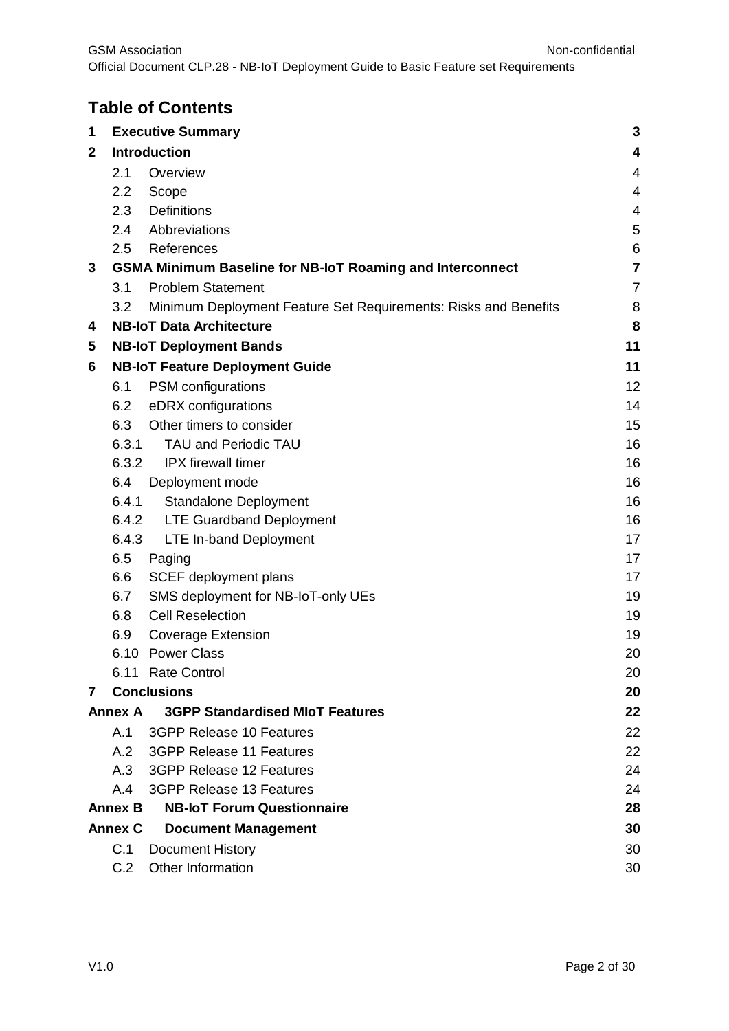## Table of Contents

| | | |
|---|---|---|
| **1** | **Executive Summary** | **3** |
| **2** | **Introduction** | **4** |
| 2.1 | Overview | 4 |
| 2.2 | Scope | 4 |
| 2.3 | Definitions | 4 |
| 2.4 | Abbreviations | 5 |
| 2.5 | References | 6 |
| **3** | **GSMA Minimum Baseline for NB-IoT Roaming and Interconnect** | **7** |
| 3.1 | Problem Statement | 7 |
| 3.2 | Minimum Deployment Feature Set Requirements: Risks and Benefits | 8 |
| **4** | **NB-IoT Data Architecture** | **8** |
| **5** | **NB-IoT Deployment Bands** | **11** |
| **6** | **NB-IoT Feature Deployment Guide** | **11** |
| 6.1 | PSM configurations | 12 |
| 6.2 | eDRX configurations | 14 |
| 6.3 | Other timers to consider | 15 |
| 6.3.1 | TAU and Periodic TAU | 16 |
| 6.3.2 | IPX firewall timer | 16 |
| 6.4 | Deployment mode | 16 |
| 6.4.1 | Standalone Deployment | 16 |
| 6.4.2 | LTE Guardband Deployment | 16 |
| 6.4.3 | LTE In-band Deployment | 17 |
| 6.5 | Paging | 17 |
| 6.6 | SCEF deployment plans | 17 |
| 6.7 | SMS deployment for NB-IoT-only UEs | 19 |
| 6.8 | Cell Reselection | 19 |
| 6.9 | Coverage Extension | 19 |
| 6.10 | Power Class | 20 |
| 6.11 | Rate Control | 20 |
| **7** | **Conclusions** | **20** |
| **Annex A** | **3GPP Standardised MIoT Features** | **22** |
| A.1 | 3GPP Release 10 Features | 22 |
| A.2 | 3GPP Release 11 Features | 22 |
| A.3 | 3GPP Release 12 Features | 24 |
| A.4 | 3GPP Release 13 Features | 24 |
| **Annex B** | **NB-IoT Forum Questionnaire** | **28** |
| **Annex C** | **Document Management** | **30** |
| C.1 | Document History | 30 |
| C.2 | Other Information | 30 |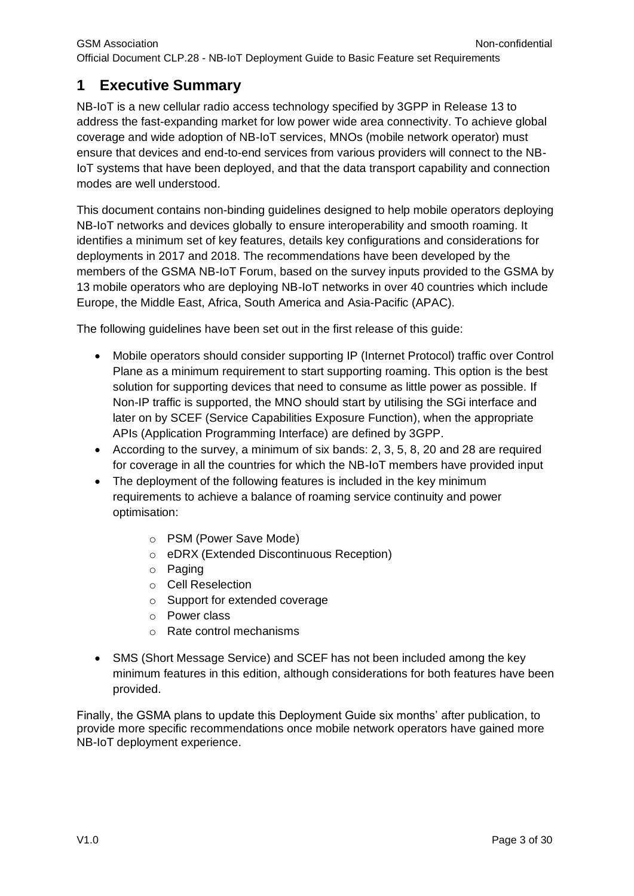# 1 Executive Summary

NB-IoT is a new cellular radio access technology specified by 3GPP in Release 13 to address the fast-expanding market for low power wide area connectivity. To achieve global coverage and wide adoption of NB-IoT services, MNOs (mobile network operator) must ensure that devices and end-to-end services from various providers will connect to the NB-IoT systems that have been deployed, and that the data transport capability and connection modes are well understood.

This document contains non-binding guidelines designed to help mobile operators deploying NB-IoT networks and devices globally to ensure interoperability and smooth roaming. It identifies a minimum set of key features, details key configurations and considerations for deployments in 2017 and 2018. The recommendations have been developed by the members of the GSMA NB-IoT Forum, based on the survey inputs provided to the GSMA by 13 mobile operators who are deploying NB-IoT networks in over 40 countries which include Europe, the Middle East, Africa, South America and Asia-Pacific (APAC).

The following guidelines have been set out in the first release of this guide:

- Mobile operators should consider supporting IP (Internet Protocol) traffic over Control Plane as a minimum requirement to start supporting roaming. This option is the best solution for supporting devices that need to consume as little power as possible. If Non-IP traffic is supported, the MNO should start by utilising the SGi interface and later on by SCEF (Service Capabilities Exposure Function), when the appropriate APIs (Application Programming Interface) are defined by 3GPP.
- According to the survey, a minimum of six bands: 2, 3, 5, 8, 20 and 28 are required for coverage in all the countries for which the NB-IoT members have provided input
- The deployment of the following features is included in the key minimum requirements to achieve a balance of roaming service continuity and power optimisation:
  - PSM (Power Save Mode)
  - eDRX (Extended Discontinuous Reception)
  - Paging
  - Cell Reselection
  - Support for extended coverage
  - Power class
  - Rate control mechanisms
- SMS (Short Message Service) and SCEF has not been included among the key minimum features in this edition, although considerations for both features have been provided.

Finally, the GSMA plans to update this Deployment Guide six months' after publication, to provide more specific recommendations once mobile network operators have gained more NB-IoT deployment experience.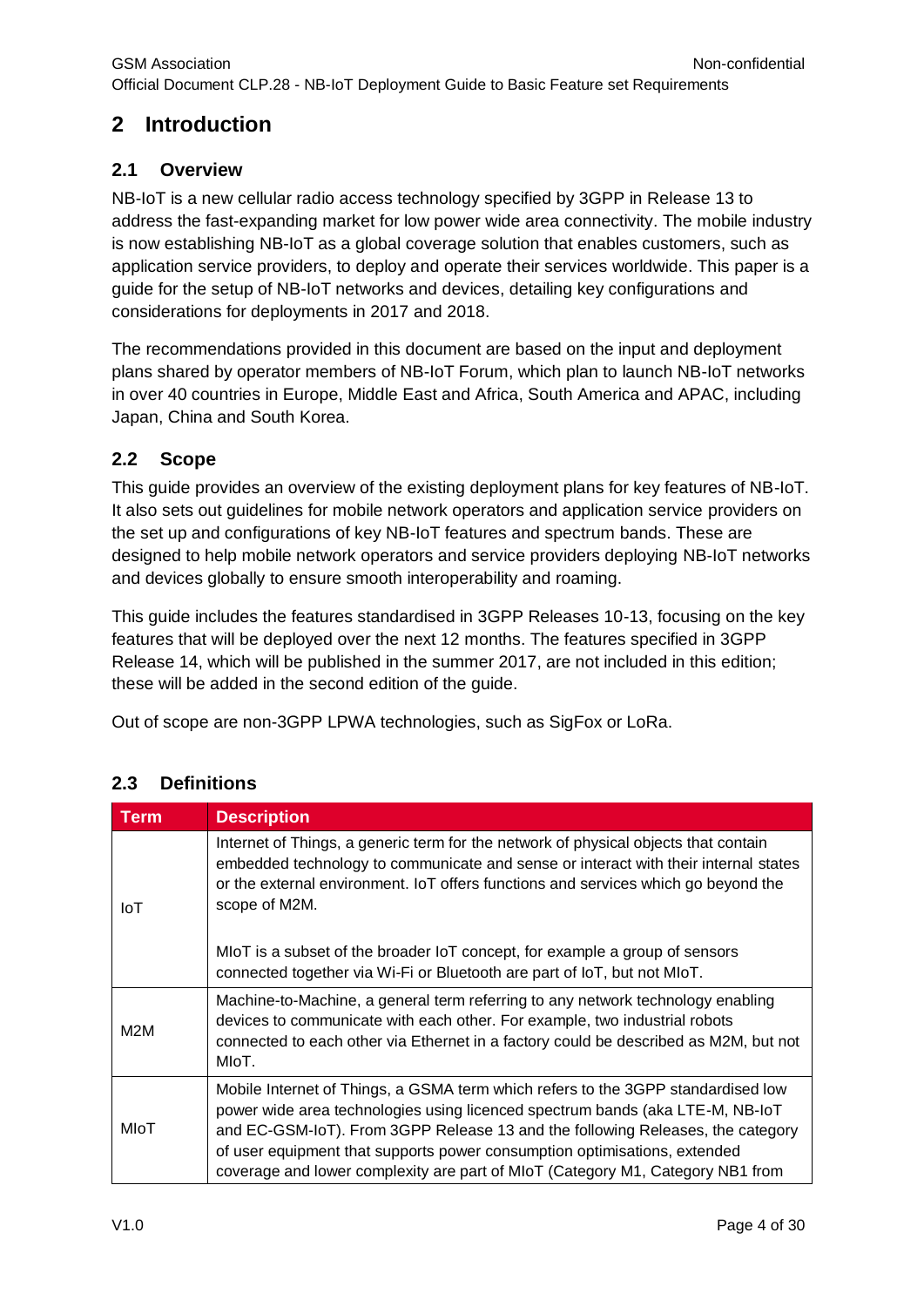# 2 Introduction

## 2.1 Overview

NB-IoT is a new cellular radio access technology specified by 3GPP in Release 13 to address the fast-expanding market for low power wide area connectivity. The mobile industry is now establishing NB-IoT as a global coverage solution that enables customers, such as application service providers, to deploy and operate their services worldwide. This paper is a guide for the setup of NB-IoT networks and devices, detailing key configurations and considerations for deployments in 2017 and 2018.

The recommendations provided in this document are based on the input and deployment plans shared by operator members of NB-IoT Forum, which plan to launch NB-IoT networks in over 40 countries in Europe, Middle East and Africa, South America and APAC, including Japan, China and South Korea.

## 2.2 Scope

This guide provides an overview of the existing deployment plans for key features of NB-IoT. It also sets out guidelines for mobile network operators and application service providers on the set up and configurations of key NB-IoT features and spectrum bands. These are designed to help mobile network operators and service providers deploying NB-IoT networks and devices globally to ensure smooth interoperability and roaming.

This guide includes the features standardised in 3GPP Releases 10-13, focusing on the key features that will be deployed over the next 12 months. The features specified in 3GPP Release 14, which will be published in the summer 2017, are not included in this edition; these will be added in the second edition of the guide.

Out of scope are non-3GPP LPWA technologies, such as SigFox or LoRa.

## 2.3 Definitions

| Term | Description |
| --- | --- |
| IoT | Internet of Things, a generic term for the network of physical objects that contain embedded technology to communicate and sense or interact with their internal states or the external environment. IoT offers functions and services which go beyond the scope of M2M.<br><br>MIoT is a subset of the broader IoT concept, for example a group of sensors connected together via Wi-Fi or Bluetooth are part of IoT, but not MIoT. |
| M2M | Machine-to-Machine, a general term referring to any network technology enabling devices to communicate with each other. For example, two industrial robots connected to each other via Ethernet in a factory could be described as M2M, but not MIoT. |
| MIoT | Mobile Internet of Things, a GSMA term which refers to the 3GPP standardised low power wide area technologies using licenced spectrum bands (aka LTE-M, NB-IoT and EC-GSM-IoT). From 3GPP Release 13 and the following Releases, the category of user equipment that supports power consumption optimisations, extended coverage and lower complexity are part of MIoT (Category M1, Category NB1 from |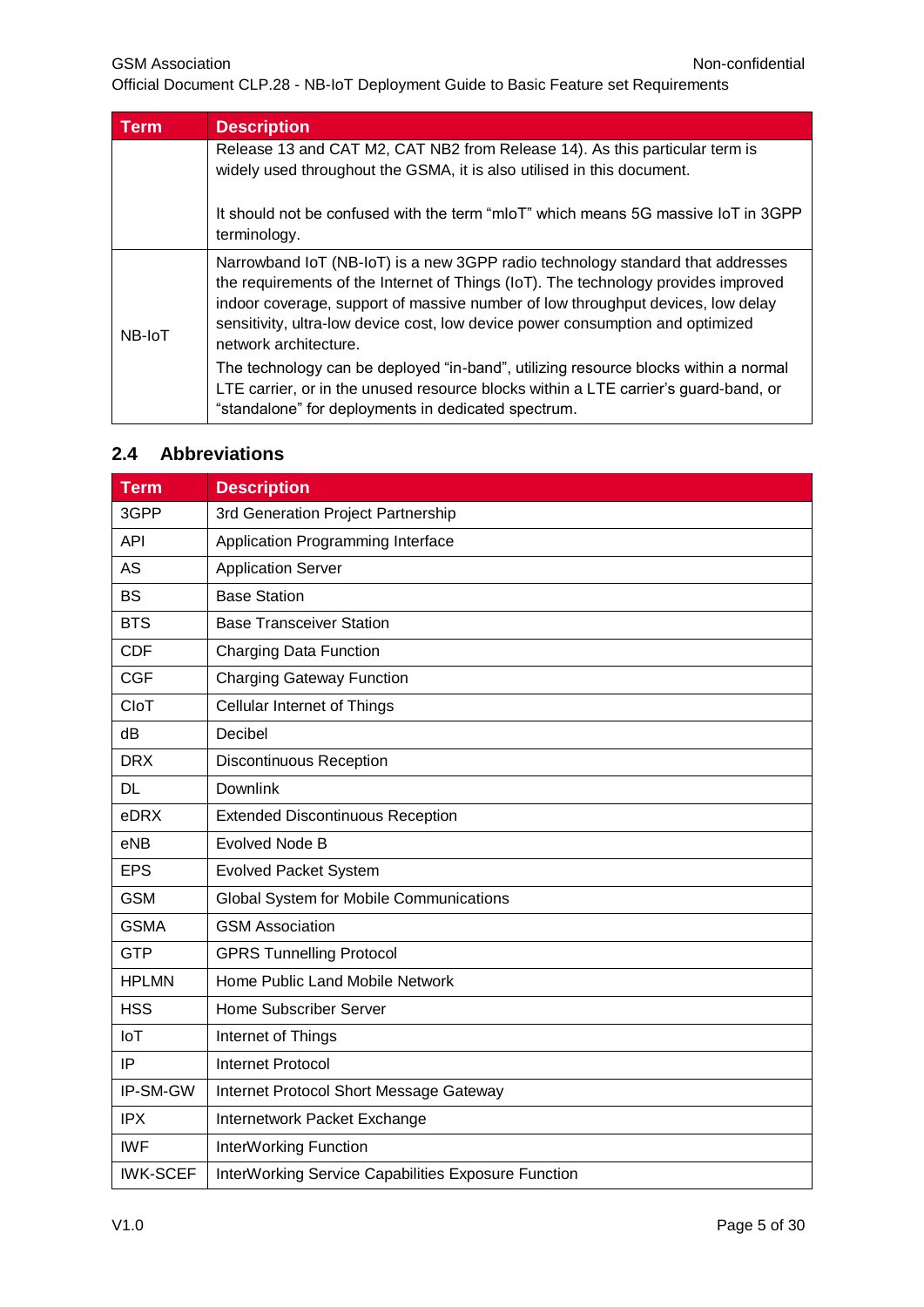| Term | Description |
|---|---|
| | Release 13 and CAT M2, CAT NB2 from Release 14). As this particular term is widely used throughout the GSMA, it is also utilised in this document.<br><br>It should not be confused with the term “mIoT” which means 5G massive IoT in 3GPP terminology. |
| NB-IoT | Narrowband IoT (NB-IoT) is a new 3GPP radio technology standard that addresses the requirements of the Internet of Things (IoT). The technology provides improved indoor coverage, support of massive number of low throughput devices, low delay sensitivity, ultra-low device cost, low device power consumption and optimized network architecture.<br>The technology can be deployed “in-band”, utilizing resource blocks within a normal LTE carrier, or in the unused resource blocks within a LTE carrier’s guard-band, or “standalone” for deployments in dedicated spectrum. |

## 2.4 Abbreviations

| Term | Description |
|---|---|
| 3GPP | 3rd Generation Project Partnership |
| API | Application Programming Interface |
| AS | Application Server |
| BS | Base Station |
| BTS | Base Transceiver Station |
| CDF | Charging Data Function |
| CGF | Charging Gateway Function |
| CIoT | Cellular Internet of Things |
| dB | Decibel |
| DRX | Discontinuous Reception |
| DL | Downlink |
| eDRX | Extended Discontinuous Reception |
| eNB | Evolved Node B |
| EPS | Evolved Packet System |
| GSM | Global System for Mobile Communications |
| GSMA | GSM Association |
| GTP | GPRS Tunnelling Protocol |
| HPLMN | Home Public Land Mobile Network |
| HSS | Home Subscriber Server |
| IoT | Internet of Things |
| IP | Internet Protocol |
| IP-SM-GW | Internet Protocol Short Message Gateway |
| IPX | Internetwork Packet Exchange |
| IWF | InterWorking Function |
| IWK-SCEF | InterWorking Service Capabilities Exposure Function |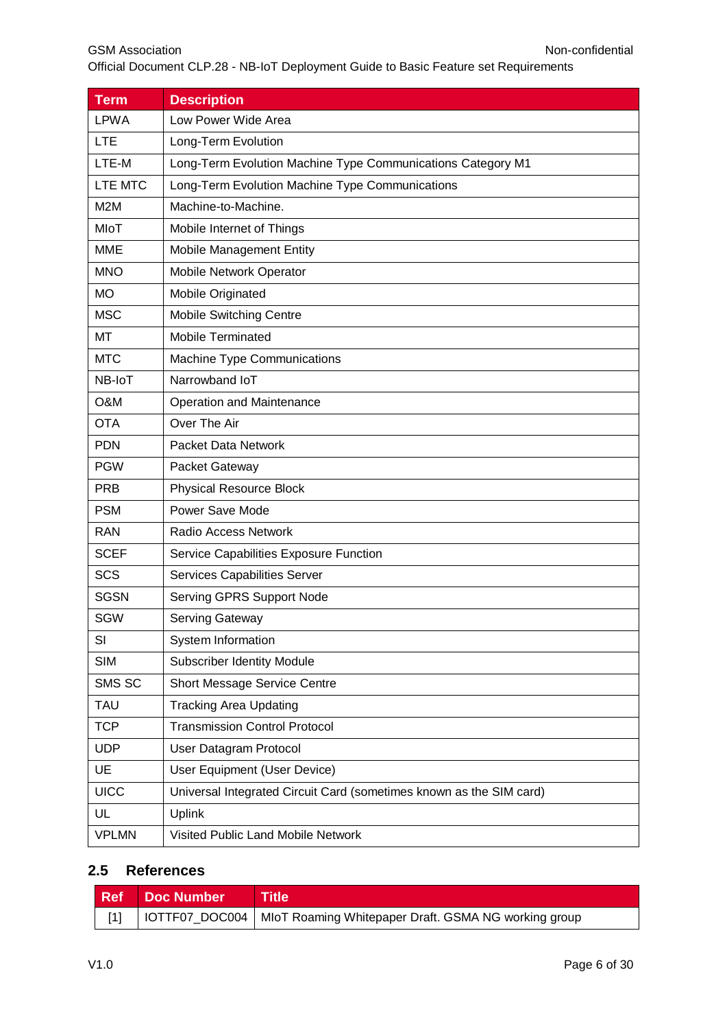| Term | Description |
|---|---|
| LPWA | Low Power Wide Area |
| LTE | Long-Term Evolution |
| LTE-M | Long-Term Evolution Machine Type Communications Category M1 |
| LTE MTC | Long-Term Evolution Machine Type Communications |
| M2M | Machine-to-Machine. |
| MIoT | Mobile Internet of Things |
| MME | Mobile Management Entity |
| MNO | Mobile Network Operator |
| MO | Mobile Originated |
| MSC | Mobile Switching Centre |
| MT | Mobile Terminated |
| MTC | Machine Type Communications |
| NB-IoT | Narrowband IoT |
| O&M | Operation and Maintenance |
| OTA | Over The Air |
| PDN | Packet Data Network |
| PGW | Packet Gateway |
| PRB | Physical Resource Block |
| PSM | Power Save Mode |
| RAN | Radio Access Network |
| SCEF | Service Capabilities Exposure Function |
| SCS | Services Capabilities Server |
| SGSN | Serving GPRS Support Node |
| SGW | Serving Gateway |
| SI | System Information |
| SIM | Subscriber Identity Module |
| SMS SC | Short Message Service Centre |
| TAU | Tracking Area Updating |
| TCP | Transmission Control Protocol |
| UDP | User Datagram Protocol |
| UE | User Equipment (User Device) |
| UICC | Universal Integrated Circuit Card (sometimes known as the SIM card) |
| UL | Uplink |
| VPLMN | Visited Public Land Mobile Network |

## 2.5 References

| Ref | Doc Number | Title |
|---|---|---|
| [1] | IOTTF07_DOC004 | MIoT Roaming Whitepaper Draft. GSMA NG working group |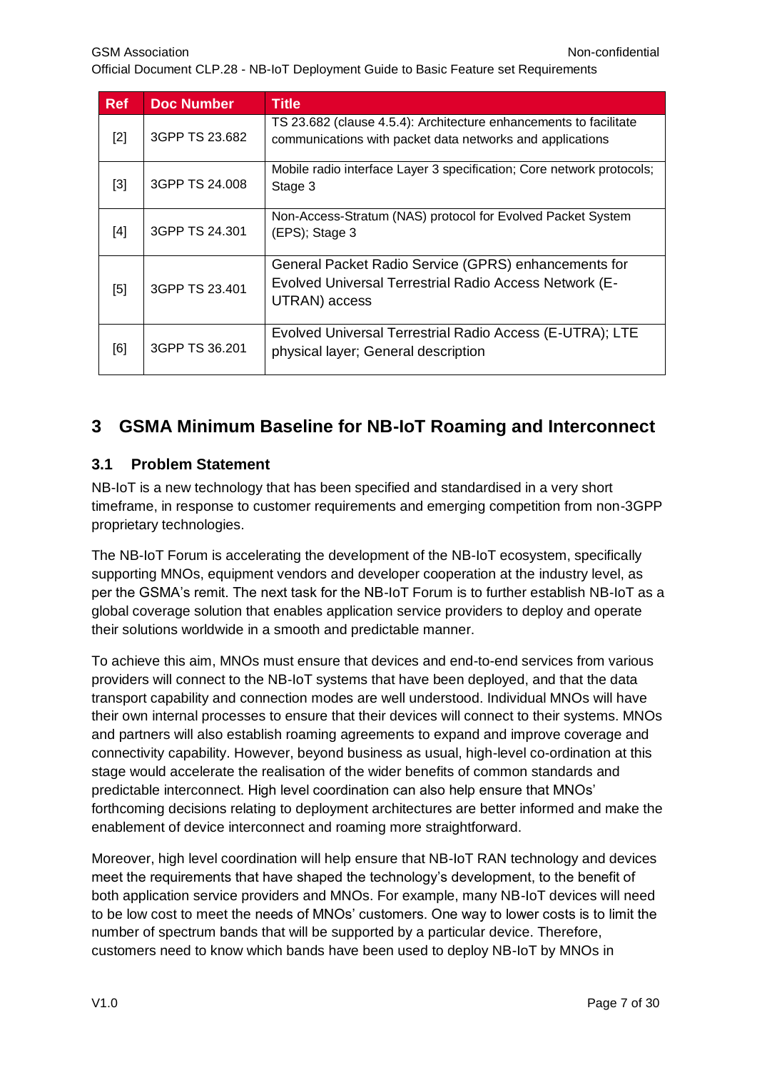| Ref | Doc Number | Title |
| --- | --- | --- |
| [2] | 3GPP TS 23.682 | TS 23.682 (clause 4.5.4): Architecture enhancements to facilitate communications with packet data networks and applications |
| [3] | 3GPP TS 24.008 | Mobile radio interface Layer 3 specification; Core network protocols; Stage 3 |
| [4] | 3GPP TS 24.301 | Non-Access-Stratum (NAS) protocol for Evolved Packet System (EPS); Stage 3 |
| [5] | 3GPP TS 23.401 | General Packet Radio Service (GPRS) enhancements for Evolved Universal Terrestrial Radio Access Network (E-UTRAN) access |
| [6] | 3GPP TS 36.201 | Evolved Universal Terrestrial Radio Access (E-UTRA); LTE physical layer; General description |

# 3 GSMA Minimum Baseline for NB-IoT Roaming and Interconnect

## 3.1 Problem Statement

NB-IoT is a new technology that has been specified and standardised in a very short timeframe, in response to customer requirements and emerging competition from non-3GPP proprietary technologies.

The NB-IoT Forum is accelerating the development of the NB-IoT ecosystem, specifically supporting MNOs, equipment vendors and developer cooperation at the industry level, as per the GSMA's remit. The next task for the NB-IoT Forum is to further establish NB-IoT as a global coverage solution that enables application service providers to deploy and operate their solutions worldwide in a smooth and predictable manner.

To achieve this aim, MNOs must ensure that devices and end-to-end services from various providers will connect to the NB-IoT systems that have been deployed, and that the data transport capability and connection modes are well understood. Individual MNOs will have their own internal processes to ensure that their devices will connect to their systems. MNOs and partners will also establish roaming agreements to expand and improve coverage and connectivity capability. However, beyond business as usual, high-level co-ordination at this stage would accelerate the realisation of the wider benefits of common standards and predictable interconnect. High level coordination can also help ensure that MNOs' forthcoming decisions relating to deployment architectures are better informed and make the enablement of device interconnect and roaming more straightforward.

Moreover, high level coordination will help ensure that NB-IoT RAN technology and devices meet the requirements that have shaped the technology's development, to the benefit of both application service providers and MNOs. For example, many NB-IoT devices will need to be low cost to meet the needs of MNOs' customers. One way to lower costs is to limit the number of spectrum bands that will be supported by a particular device. Therefore, customers need to know which bands have been used to deploy NB-IoT by MNOs in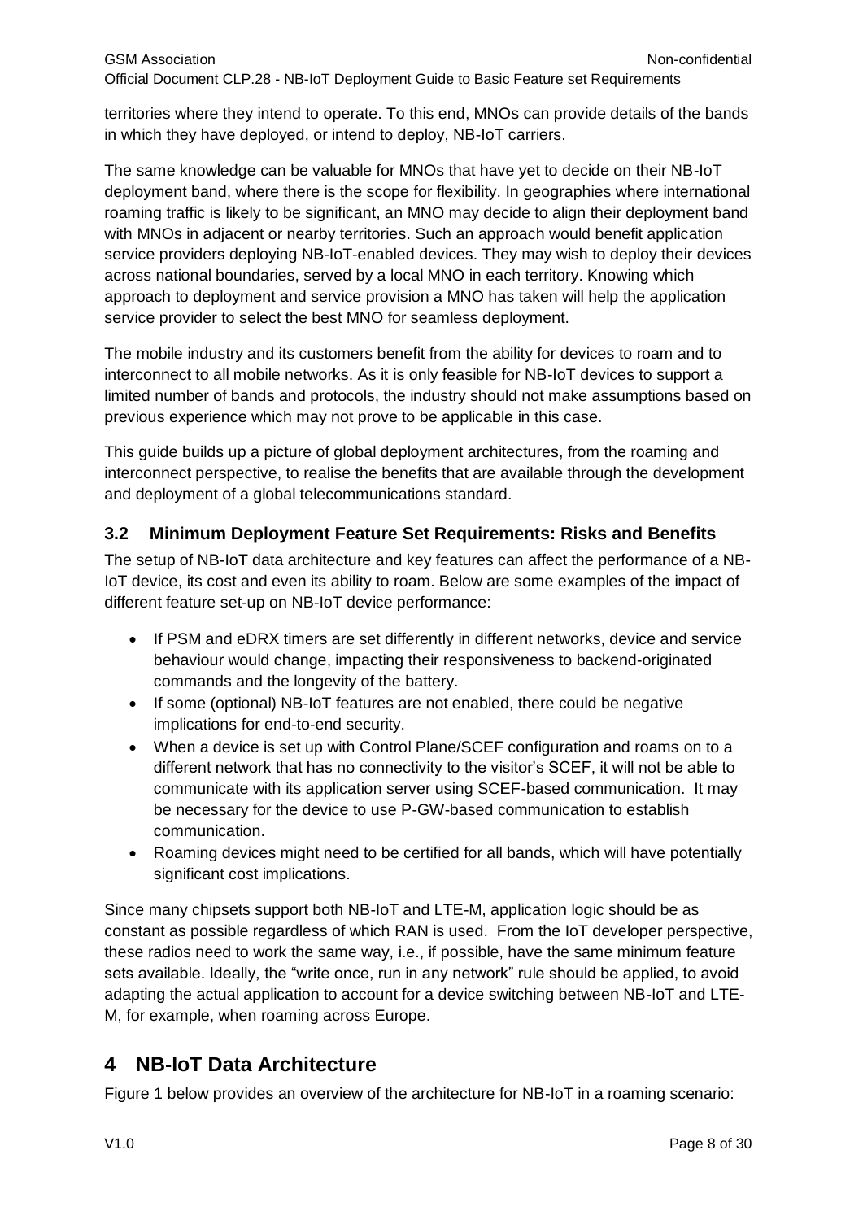territories where they intend to operate. To this end, MNOs can provide details of the bands in which they have deployed, or intend to deploy, NB-IoT carriers.

The same knowledge can be valuable for MNOs that have yet to decide on their NB-IoT deployment band, where there is the scope for flexibility. In geographies where international roaming traffic is likely to be significant, an MNO may decide to align their deployment band with MNOs in adjacent or nearby territories. Such an approach would benefit application service providers deploying NB-IoT-enabled devices. They may wish to deploy their devices across national boundaries, served by a local MNO in each territory. Knowing which approach to deployment and service provision a MNO has taken will help the application service provider to select the best MNO for seamless deployment.

The mobile industry and its customers benefit from the ability for devices to roam and to interconnect to all mobile networks. As it is only feasible for NB-IoT devices to support a limited number of bands and protocols, the industry should not make assumptions based on previous experience which may not prove to be applicable in this case.

This guide builds up a picture of global deployment architectures, from the roaming and interconnect perspective, to realise the benefits that are available through the development and deployment of a global telecommunications standard.

### 3.2 Minimum Deployment Feature Set Requirements: Risks and Benefits

The setup of NB-IoT data architecture and key features can affect the performance of a NB-IoT device, its cost and even its ability to roam. Below are some examples of the impact of different feature set-up on NB-IoT device performance:

- If PSM and eDRX timers are set differently in different networks, device and service behaviour would change, impacting their responsiveness to backend-originated commands and the longevity of the battery.
- If some (optional) NB-IoT features are not enabled, there could be negative implications for end-to-end security.
- When a device is set up with Control Plane/SCEF configuration and roams on to a different network that has no connectivity to the visitor's SCEF, it will not be able to communicate with its application server using SCEF-based communication. It may be necessary for the device to use P-GW-based communication to establish communication.
- Roaming devices might need to be certified for all bands, which will have potentially significant cost implications.

Since many chipsets support both NB-IoT and LTE-M, application logic should be as constant as possible regardless of which RAN is used. From the IoT developer perspective, these radios need to work the same way, i.e., if possible, have the same minimum feature sets available. Ideally, the "write once, run in any network" rule should be applied, to avoid adapting the actual application to account for a device switching between NB-IoT and LTE-M, for example, when roaming across Europe.

## 4 NB-IoT Data Architecture

Figure 1 below provides an overview of the architecture for NB-IoT in a roaming scenario: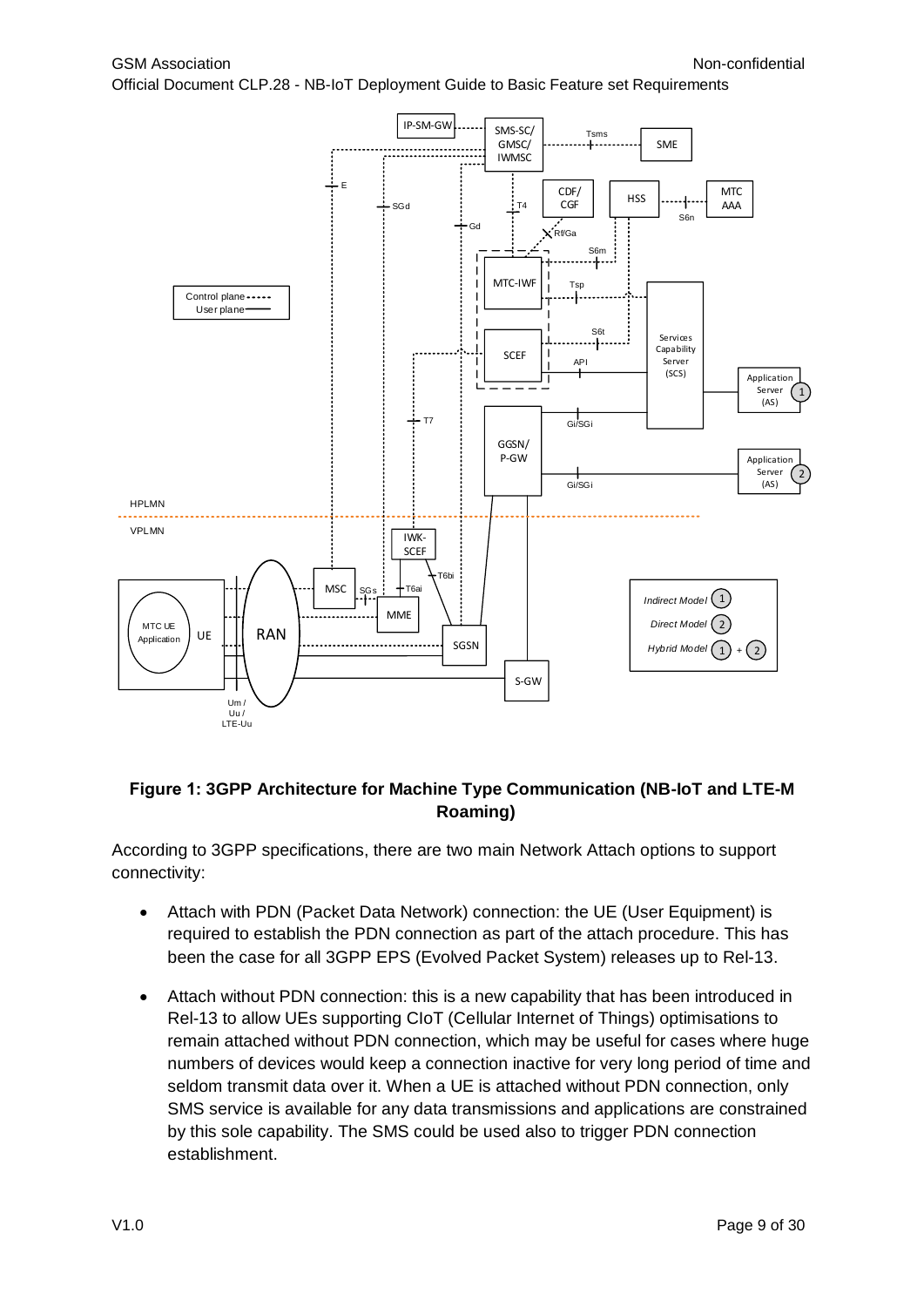**Figure 1: 3GPP Architecture for Machine Type Communication (NB-IoT and LTE-M Roaming)**

According to 3GPP specifications, there are two main Network Attach options to support connectivity:

- Attach with PDN (Packet Data Network) connection: the UE (User Equipment) is required to establish the PDN connection as part of the attach procedure. This has been the case for all 3GPP EPS (Evolved Packet System) releases up to Rel-13.
- Attach without PDN connection: this is a new capability that has been introduced in Rel-13 to allow UEs supporting CIoT (Cellular Internet of Things) optimisations to remain attached without PDN connection, which may be useful for cases where huge numbers of devices would keep a connection inactive for very long period of time and seldom transmit data over it. When a UE is attached without PDN connection, only SMS service is available for any data transmissions and applications are constrained by this sole capability. The SMS could be used also to trigger PDN connection establishment.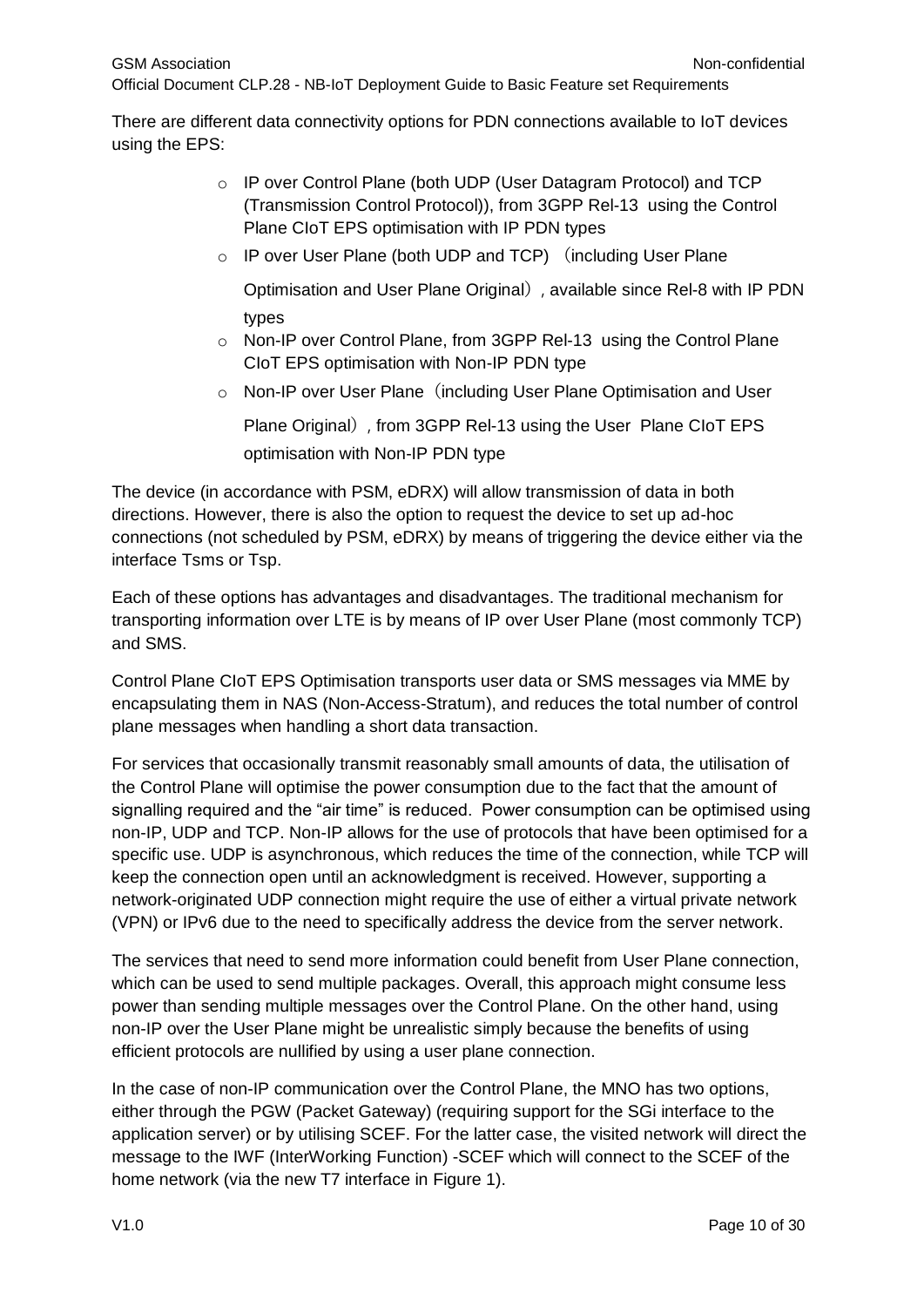There are different data connectivity options for PDN connections available to IoT devices using the EPS:

- IP over Control Plane (both UDP (User Datagram Protocol) and TCP (Transmission Control Protocol)), from 3GPP Rel-13 using the Control Plane CIoT EPS optimisation with IP PDN types
- IP over User Plane (both UDP and TCP) （including User Plane Optimisation and User Plane Original）, available since Rel-8 with IP PDN types
- Non-IP over Control Plane, from 3GPP Rel-13 using the Control Plane CIoT EPS optimisation with Non-IP PDN type
- Non-IP over User Plane（including User Plane Optimisation and User Plane Original）, from 3GPP Rel-13 using the User Plane CIoT EPS optimisation with Non-IP PDN type

The device (in accordance with PSM, eDRX) will allow transmission of data in both directions. However, there is also the option to request the device to set up ad-hoc connections (not scheduled by PSM, eDRX) by means of triggering the device either via the interface Tsms or Tsp.

Each of these options has advantages and disadvantages. The traditional mechanism for transporting information over LTE is by means of IP over User Plane (most commonly TCP) and SMS.

Control Plane CIoT EPS Optimisation transports user data or SMS messages via MME by encapsulating them in NAS (Non-Access-Stratum), and reduces the total number of control plane messages when handling a short data transaction.

For services that occasionally transmit reasonably small amounts of data, the utilisation of the Control Plane will optimise the power consumption due to the fact that the amount of signalling required and the "air time" is reduced. Power consumption can be optimised using non-IP, UDP and TCP. Non-IP allows for the use of protocols that have been optimised for a specific use. UDP is asynchronous, which reduces the time of the connection, while TCP will keep the connection open until an acknowledgment is received. However, supporting a network-originated UDP connection might require the use of either a virtual private network (VPN) or IPv6 due to the need to specifically address the device from the server network.

The services that need to send more information could benefit from User Plane connection, which can be used to send multiple packages. Overall, this approach might consume less power than sending multiple messages over the Control Plane. On the other hand, using non-IP over the User Plane might be unrealistic simply because the benefits of using efficient protocols are nullified by using a user plane connection.

In the case of non-IP communication over the Control Plane, the MNO has two options, either through the PGW (Packet Gateway) (requiring support for the SGi interface to the application server) or by utilising SCEF. For the latter case, the visited network will direct the message to the IWF (InterWorking Function) -SCEF which will connect to the SCEF of the home network (via the new T7 interface in Figure 1).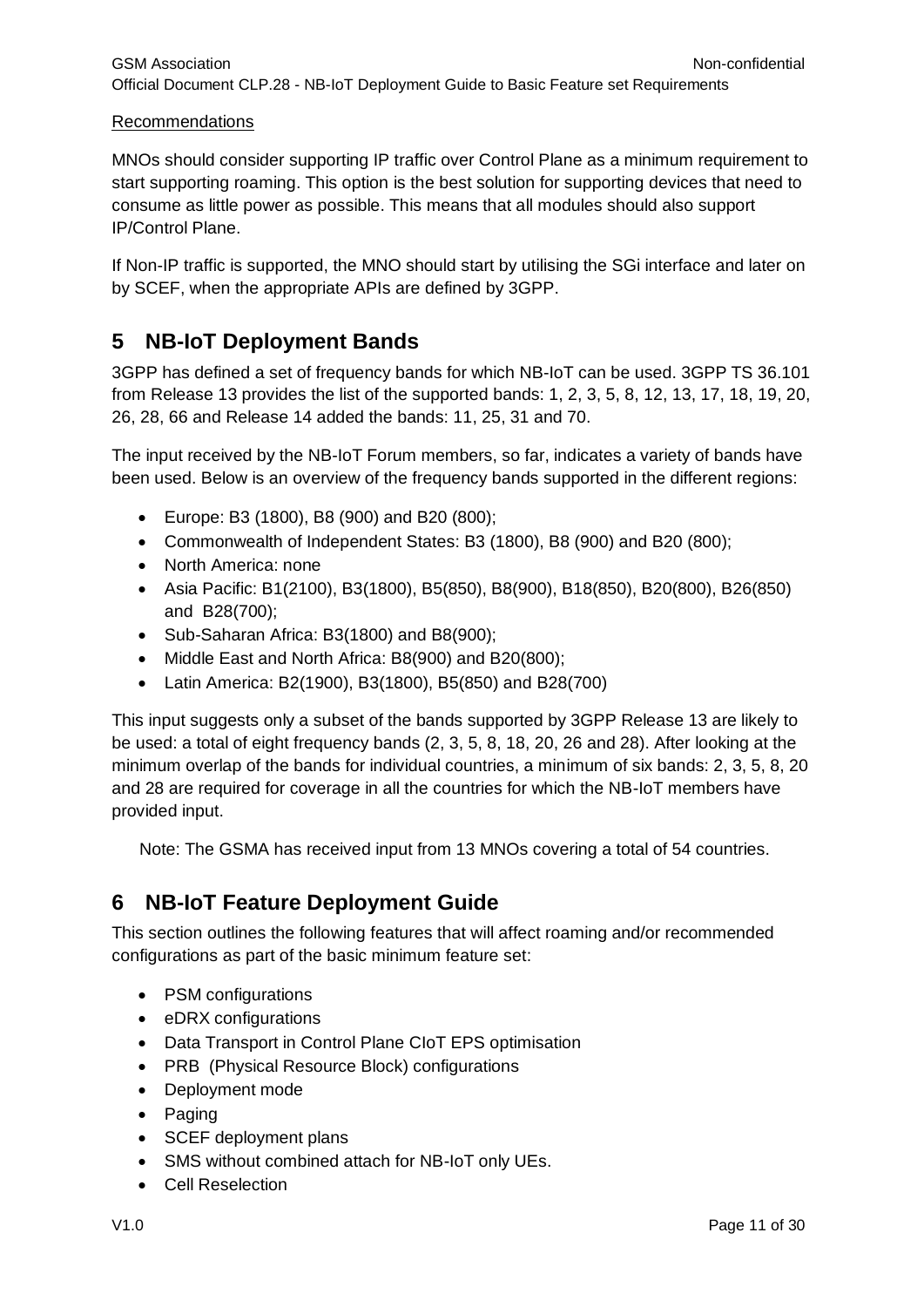Recommendations

MNOs should consider supporting IP traffic over Control Plane as a minimum requirement to start supporting roaming. This option is the best solution for supporting devices that need to consume as little power as possible. This means that all modules should also support IP/Control Plane.

If Non-IP traffic is supported, the MNO should start by utilising the SGi interface and later on by SCEF, when the appropriate APIs are defined by 3GPP.

# 5 NB-IoT Deployment Bands

3GPP has defined a set of frequency bands for which NB-IoT can be used. 3GPP TS 36.101 from Release 13 provides the list of the supported bands: 1, 2, 3, 5, 8, 12, 13, 17, 18, 19, 20, 26, 28, 66 and Release 14 added the bands: 11, 25, 31 and 70.

The input received by the NB-IoT Forum members, so far, indicates a variety of bands have been used. Below is an overview of the frequency bands supported in the different regions:

- Europe: B3 (1800), B8 (900) and B20 (800);
- Commonwealth of Independent States: B3 (1800), B8 (900) and B20 (800);
- North America: none
- Asia Pacific: B1(2100), B3(1800), B5(850), B8(900), B18(850), B20(800), B26(850) and B28(700);
- Sub-Saharan Africa: B3(1800) and B8(900);
- Middle East and North Africa: B8(900) and B20(800);
- Latin America: B2(1900), B3(1800), B5(850) and B28(700)

This input suggests only a subset of the bands supported by 3GPP Release 13 are likely to be used: a total of eight frequency bands (2, 3, 5, 8, 18, 20, 26 and 28). After looking at the minimum overlap of the bands for individual countries, a minimum of six bands: 2, 3, 5, 8, 20 and 28 are required for coverage in all the countries for which the NB-IoT members have provided input.

Note: The GSMA has received input from 13 MNOs covering a total of 54 countries.

# 6 NB-IoT Feature Deployment Guide

This section outlines the following features that will affect roaming and/or recommended configurations as part of the basic minimum feature set:

- PSM configurations
- eDRX configurations
- Data Transport in Control Plane CIoT EPS optimisation
- PRB (Physical Resource Block) configurations
- Deployment mode
- Paging
- SCEF deployment plans
- SMS without combined attach for NB-IoT only UEs.
- Cell Reselection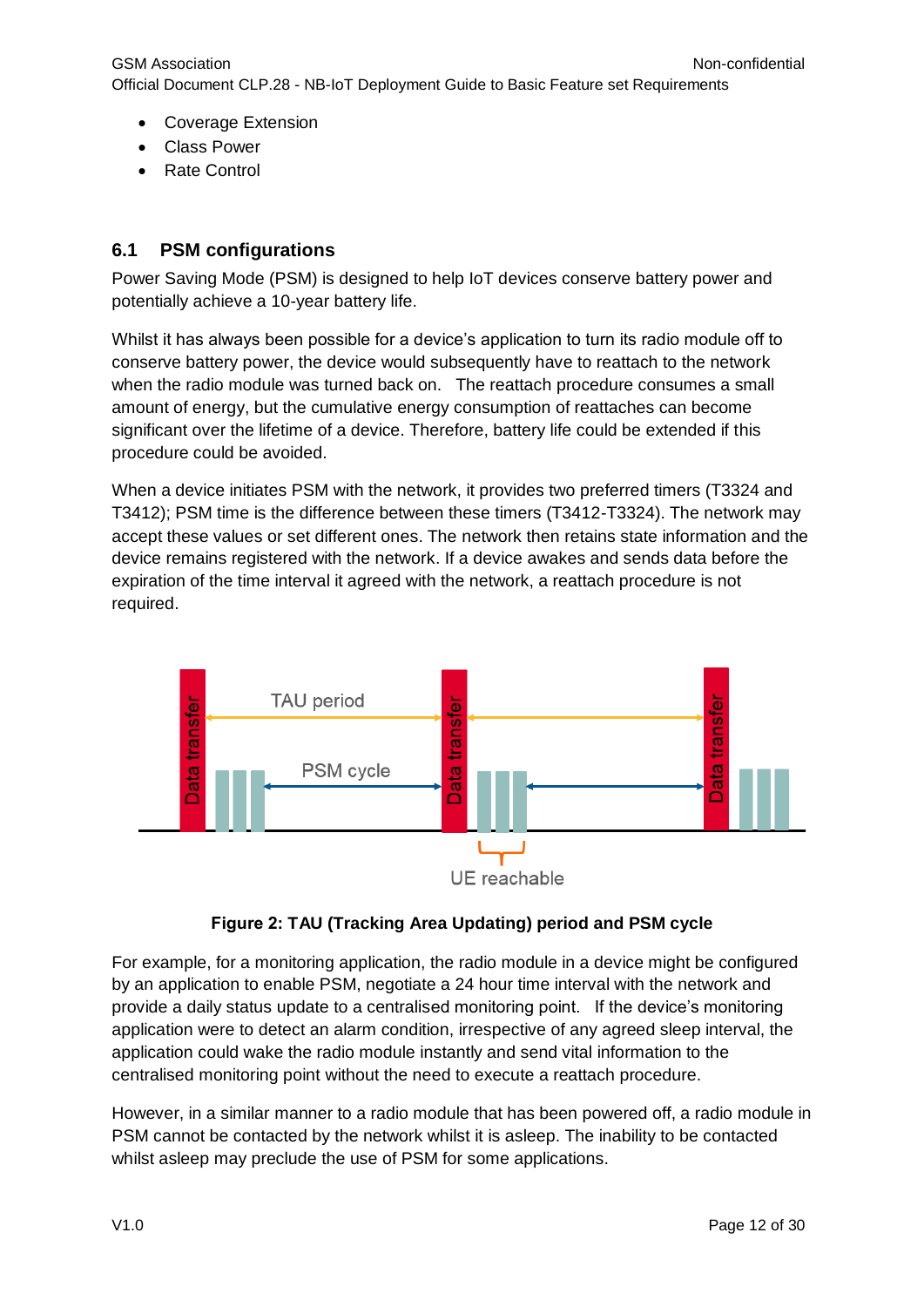- Coverage Extension
- Class Power
- Rate Control

## 6.1 PSM configurations

Power Saving Mode (PSM) is designed to help IoT devices conserve battery power and potentially achieve a 10-year battery life.

Whilst it has always been possible for a device's application to turn its radio module off to conserve battery power, the device would subsequently have to reattach to the network when the radio module was turned back on. The reattach procedure consumes a small amount of energy, but the cumulative energy consumption of reattaches can become significant over the lifetime of a device. Therefore, battery life could be extended if this procedure could be avoided.

When a device initiates PSM with the network, it provides two preferred timers (T3324 and T3412); PSM time is the difference between these timers (T3412-T3324). The network may accept these values or set different ones. The network then retains state information and the device remains registered with the network. If a device awakes and sends data before the expiration of the time interval it agreed with the network, a reattach procedure is not required.

**Figure 2: TAU (Tracking Area Updating) period and PSM cycle**

For example, for a monitoring application, the radio module in a device might be configured by an application to enable PSM, negotiate a 24 hour time interval with the network and provide a daily status update to a centralised monitoring point. If the device's monitoring application were to detect an alarm condition, irrespective of any agreed sleep interval, the application could wake the radio module instantly and send vital information to the centralised monitoring point without the need to execute a reattach procedure.

However, in a similar manner to a radio module that has been powered off, a radio module in PSM cannot be contacted by the network whilst it is asleep. The inability to be contacted whilst asleep may preclude the use of PSM for some applications.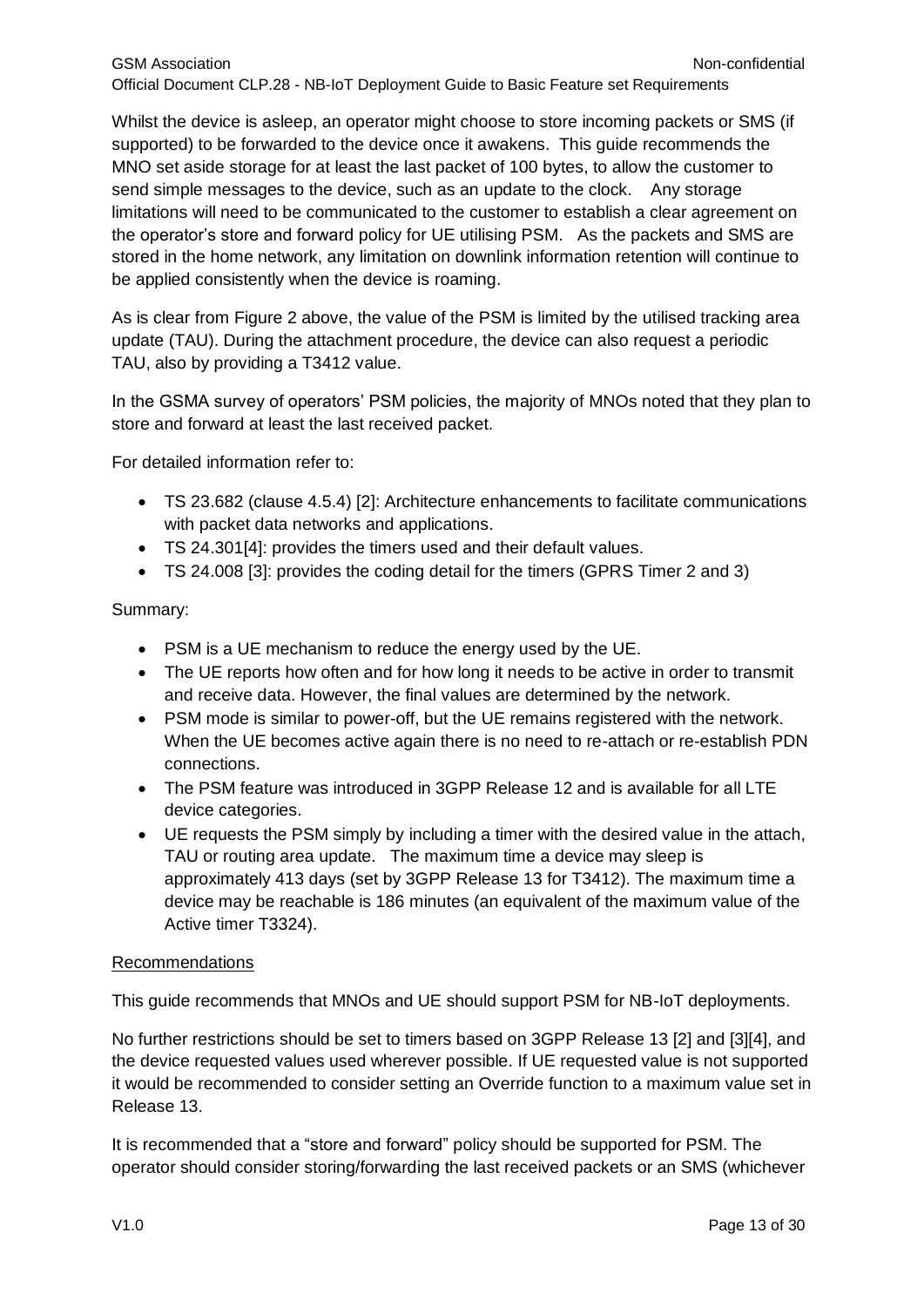Whilst the device is asleep, an operator might choose to store incoming packets or SMS (if supported) to be forwarded to the device once it awakens. This guide recommends the MNO set aside storage for at least the last packet of 100 bytes, to allow the customer to send simple messages to the device, such as an update to the clock. Any storage limitations will need to be communicated to the customer to establish a clear agreement on the operator's store and forward policy for UE utilising PSM. As the packets and SMS are stored in the home network, any limitation on downlink information retention will continue to be applied consistently when the device is roaming.

As is clear from Figure 2 above, the value of the PSM is limited by the utilised tracking area update (TAU). During the attachment procedure, the device can also request a periodic TAU, also by providing a T3412 value.

In the GSMA survey of operators' PSM policies, the majority of MNOs noted that they plan to store and forward at least the last received packet.

For detailed information refer to:

- TS 23.682 (clause 4.5.4) [2]: Architecture enhancements to facilitate communications with packet data networks and applications.
- TS 24.301[4]: provides the timers used and their default values.
- TS 24.008 [3]: provides the coding detail for the timers (GPRS Timer 2 and 3)

Summary:

- PSM is a UE mechanism to reduce the energy used by the UE.
- The UE reports how often and for how long it needs to be active in order to transmit and receive data. However, the final values are determined by the network.
- PSM mode is similar to power-off, but the UE remains registered with the network. When the UE becomes active again there is no need to re-attach or re-establish PDN connections.
- The PSM feature was introduced in 3GPP Release 12 and is available for all LTE device categories.
- UE requests the PSM simply by including a timer with the desired value in the attach, TAU or routing area update. The maximum time a device may sleep is approximately 413 days (set by 3GPP Release 13 for T3412). The maximum time a device may be reachable is 186 minutes (an equivalent of the maximum value of the Active timer T3324).

Recommendations

This guide recommends that MNOs and UE should support PSM for NB-IoT deployments.

No further restrictions should be set to timers based on 3GPP Release 13 [2] and [3][4], and the device requested values used wherever possible. If UE requested value is not supported it would be recommended to consider setting an Override function to a maximum value set in Release 13.

It is recommended that a "store and forward" policy should be supported for PSM. The operator should consider storing/forwarding the last received packets or an SMS (whichever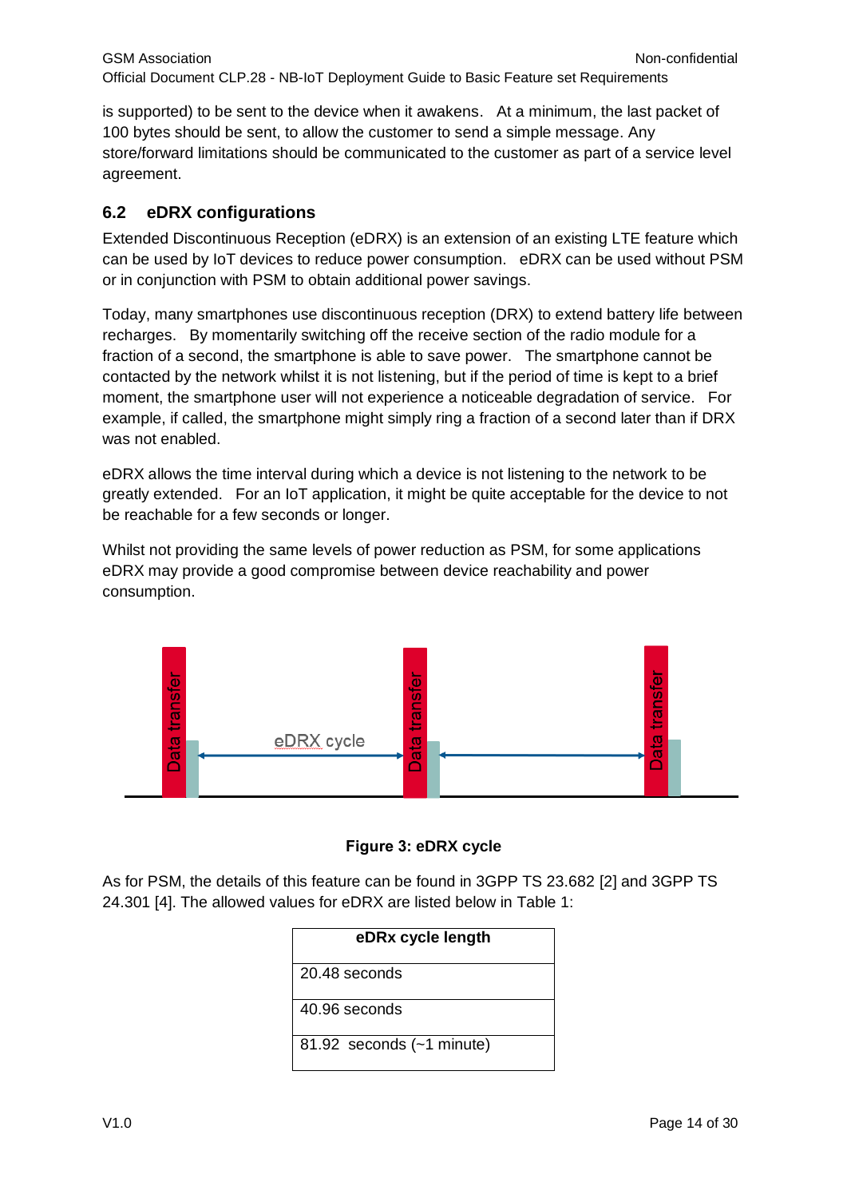is supported) to be sent to the device when it awakens. At a minimum, the last packet of 100 bytes should be sent, to allow the customer to send a simple message. Any store/forward limitations should be communicated to the customer as part of a service level agreement.

## 6.2 eDRX configurations

Extended Discontinuous Reception (eDRX) is an extension of an existing LTE feature which can be used by IoT devices to reduce power consumption. eDRX can be used without PSM or in conjunction with PSM to obtain additional power savings.

Today, many smartphones use discontinuous reception (DRX) to extend battery life between recharges. By momentarily switching off the receive section of the radio module for a fraction of a second, the smartphone is able to save power. The smartphone cannot be contacted by the network whilst it is not listening, but if the period of time is kept to a brief moment, the smartphone user will not experience a noticeable degradation of service. For example, if called, the smartphone might simply ring a fraction of a second later than if DRX was not enabled.

eDRX allows the time interval during which a device is not listening to the network to be greatly extended. For an IoT application, it might be quite acceptable for the device to not be reachable for a few seconds or longer.

Whilst not providing the same levels of power reduction as PSM, for some applications eDRX may provide a good compromise between device reachability and power consumption.

Data transfer — eDRX cycle — Data transfer — Data transfer

**Figure 3: eDRX cycle**

As for PSM, the details of this feature can be found in 3GPP TS 23.682 [2] and 3GPP TS 24.301 [4]. The allowed values for eDRX are listed below in Table 1:

| eDRx cycle length |
|---|
| 20.48 seconds |
| 40.96 seconds |
| 81.92 seconds (~1 minute) |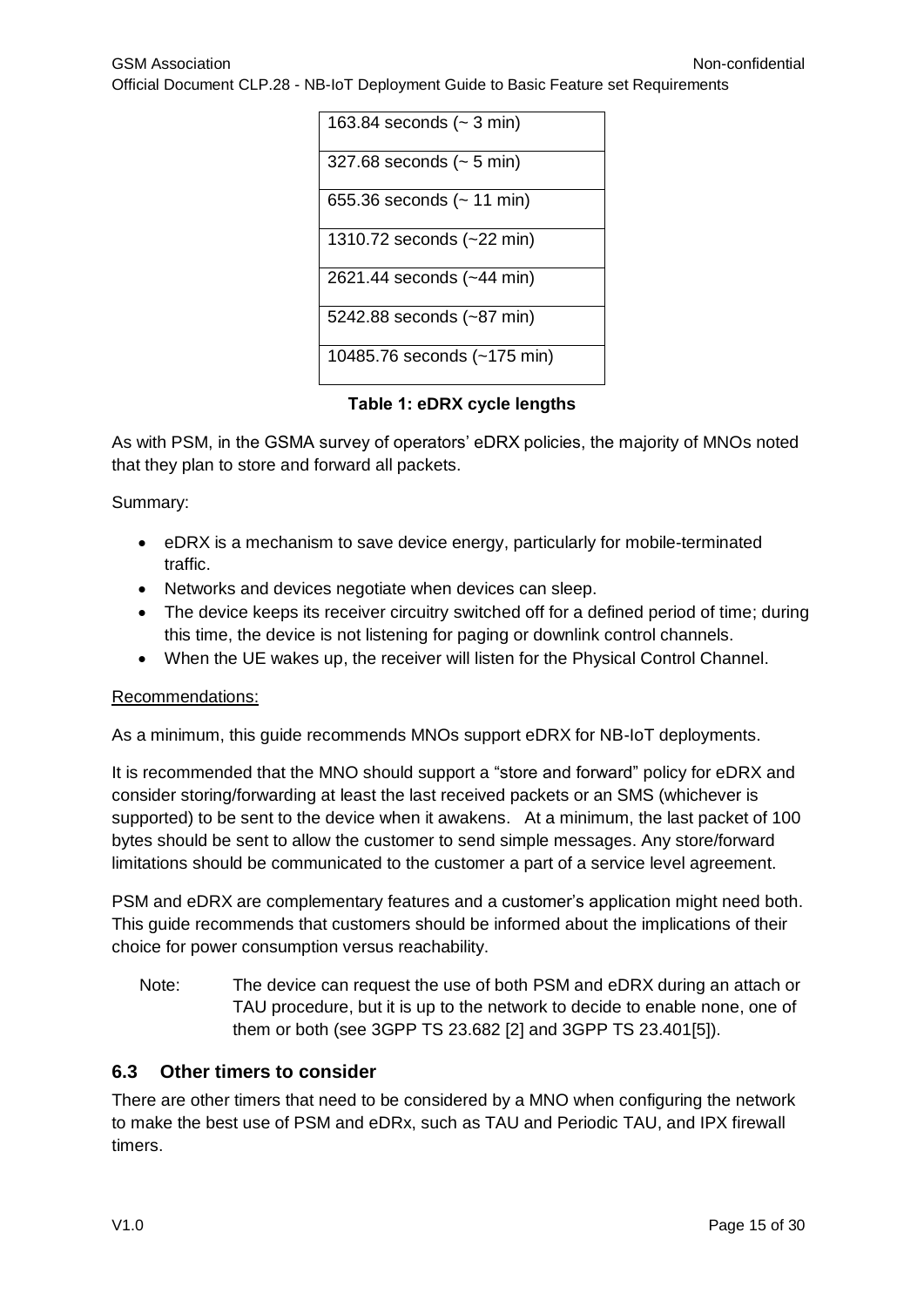| 163.84 seconds (~ 3 min) |
| --- |
| 327.68 seconds (~ 5 min) |
| 655.36 seconds (~ 11 min) |
| 1310.72 seconds (~22 min) |
| 2621.44 seconds (~44 min) |
| 5242.88 seconds (~87 min) |
| 10485.76 seconds (~175 min) |

**Table 1: eDRX cycle lengths**

As with PSM, in the GSMA survey of operators' eDRX policies, the majority of MNOs noted that they plan to store and forward all packets.

Summary:

- eDRX is a mechanism to save device energy, particularly for mobile-terminated traffic.
- Networks and devices negotiate when devices can sleep.
- The device keeps its receiver circuitry switched off for a defined period of time; during this time, the device is not listening for paging or downlink control channels.
- When the UE wakes up, the receiver will listen for the Physical Control Channel.

Recommendations:

As a minimum, this guide recommends MNOs support eDRX for NB-IoT deployments.

It is recommended that the MNO should support a "store and forward" policy for eDRX and consider storing/forwarding at least the last received packets or an SMS (whichever is supported) to be sent to the device when it awakens. At a minimum, the last packet of 100 bytes should be sent to allow the customer to send simple messages. Any store/forward limitations should be communicated to the customer a part of a service level agreement.

PSM and eDRX are complementary features and a customer's application might need both. This guide recommends that customers should be informed about the implications of their choice for power consumption versus reachability.

Note: The device can request the use of both PSM and eDRX during an attach or TAU procedure, but it is up to the network to decide to enable none, one of them or both (see 3GPP TS 23.682 [2] and 3GPP TS 23.401[5]).

## 6.3 Other timers to consider

There are other timers that need to be considered by a MNO when configuring the network to make the best use of PSM and eDRx, such as TAU and Periodic TAU, and IPX firewall timers.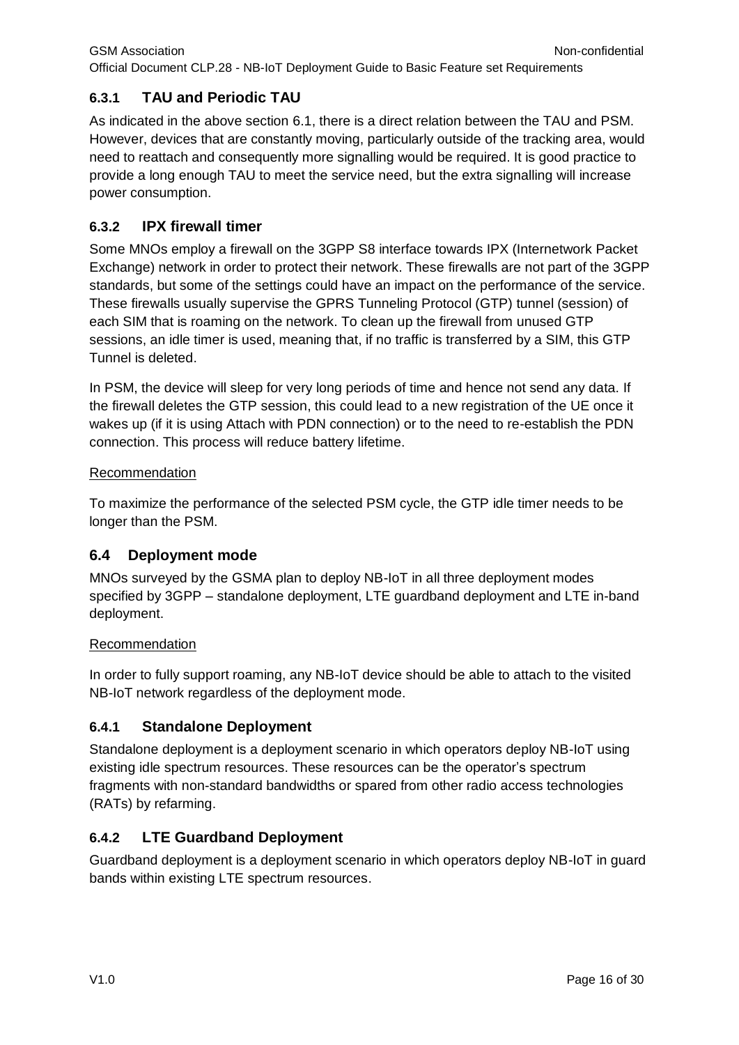### 6.3.1 TAU and Periodic TAU

As indicated in the above section 6.1, there is a direct relation between the TAU and PSM. However, devices that are constantly moving, particularly outside of the tracking area, would need to reattach and consequently more signalling would be required. It is good practice to provide a long enough TAU to meet the service need, but the extra signalling will increase power consumption.

### 6.3.2 IPX firewall timer

Some MNOs employ a firewall on the 3GPP S8 interface towards IPX (Internetwork Packet Exchange) network in order to protect their network. These firewalls are not part of the 3GPP standards, but some of the settings could have an impact on the performance of the service. These firewalls usually supervise the GPRS Tunneling Protocol (GTP) tunnel (session) of each SIM that is roaming on the network. To clean up the firewall from unused GTP sessions, an idle timer is used, meaning that, if no traffic is transferred by a SIM, this GTP Tunnel is deleted.

In PSM, the device will sleep for very long periods of time and hence not send any data. If the firewall deletes the GTP session, this could lead to a new registration of the UE once it wakes up (if it is using Attach with PDN connection) or to the need to re-establish the PDN connection. This process will reduce battery lifetime.

<u>Recommendation</u>

To maximize the performance of the selected PSM cycle, the GTP idle timer needs to be longer than the PSM.

## 6.4 Deployment mode

MNOs surveyed by the GSMA plan to deploy NB-IoT in all three deployment modes specified by 3GPP – standalone deployment, LTE guardband deployment and LTE in-band deployment.

<u>Recommendation</u>

In order to fully support roaming, any NB-IoT device should be able to attach to the visited NB-IoT network regardless of the deployment mode.

### 6.4.1 Standalone Deployment

Standalone deployment is a deployment scenario in which operators deploy NB-IoT using existing idle spectrum resources. These resources can be the operator's spectrum fragments with non-standard bandwidths or spared from other radio access technologies (RATs) by refarming.

### 6.4.2 LTE Guardband Deployment

Guardband deployment is a deployment scenario in which operators deploy NB-IoT in guard bands within existing LTE spectrum resources.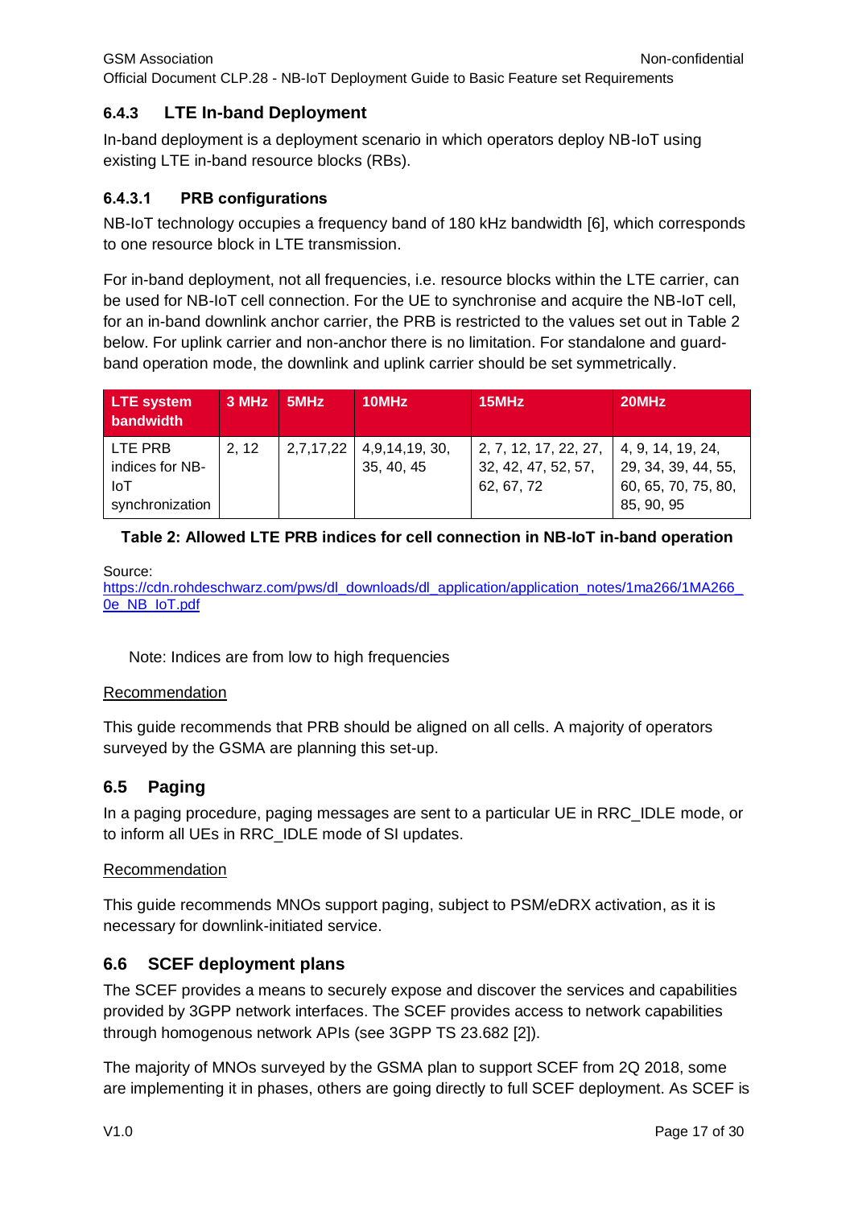### 6.4.3 LTE In-band Deployment

In-band deployment is a deployment scenario in which operators deploy NB-IoT using existing LTE in-band resource blocks (RBs).

#### 6.4.3.1 PRB configurations

NB-IoT technology occupies a frequency band of 180 kHz bandwidth [6], which corresponds to one resource block in LTE transmission.

For in-band deployment, not all frequencies, i.e. resource blocks within the LTE carrier, can be used for NB-IoT cell connection. For the UE to synchronise and acquire the NB-IoT cell, for an in-band downlink anchor carrier, the PRB is restricted to the values set out in Table 2 below. For uplink carrier and non-anchor there is no limitation. For standalone and guard-band operation mode, the downlink and uplink carrier should be set symmetrically.

| LTE system bandwidth | 3 MHz | 5MHz | 10MHz | 15MHz | 20MHz |
|---|---|---|---|---|---|
| LTE PRB indices for NB-IoT synchronization | 2, 12 | 2,7,17,22 | 4,9,14,19, 30, 35, 40, 45 | 2, 7, 12, 17, 22, 27, 32, 42, 47, 52, 57, 62, 67, 72 | 4, 9, 14, 19, 24, 29, 34, 39, 44, 55, 60, 65, 70, 75, 80, 85, 90, 95 |

**Table 2: Allowed LTE PRB indices for cell connection in NB-IoT in-band operation**

Source:
https://cdn.rohdeschwarz.com/pws/dl_downloads/dl_application/application_notes/1ma266/1MA266_0e_NB_IoT.pdf

Note: Indices are from low to high frequencies

Recommendation

This guide recommends that PRB should be aligned on all cells. A majority of operators surveyed by the GSMA are planning this set-up.

## 6.5 Paging

In a paging procedure, paging messages are sent to a particular UE in RRC_IDLE mode, or to inform all UEs in RRC_IDLE mode of SI updates.

Recommendation

This guide recommends MNOs support paging, subject to PSM/eDRX activation, as it is necessary for downlink-initiated service.

## 6.6 SCEF deployment plans

The SCEF provides a means to securely expose and discover the services and capabilities provided by 3GPP network interfaces. The SCEF provides access to network capabilities through homogenous network APIs (see 3GPP TS 23.682 [2]).

The majority of MNOs surveyed by the GSMA plan to support SCEF from 2Q 2018, some are implementing it in phases, others are going directly to full SCEF deployment. As SCEF is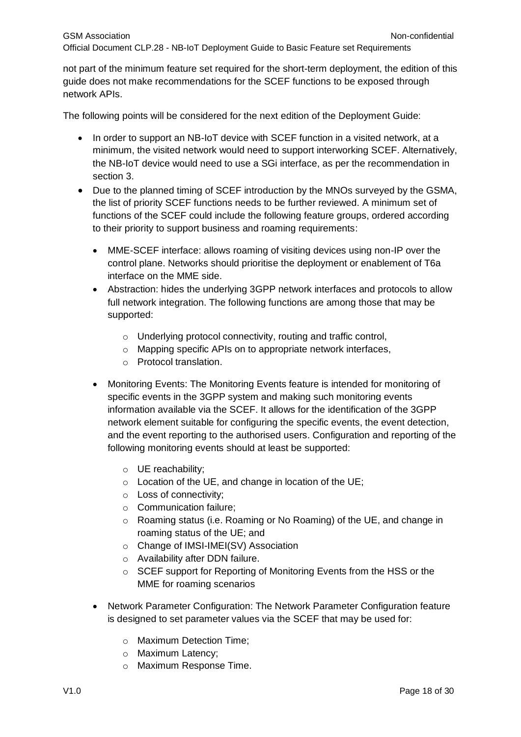not part of the minimum feature set required for the short-term deployment, the edition of this guide does not make recommendations for the SCEF functions to be exposed through network APIs.

The following points will be considered for the next edition of the Deployment Guide:

- In order to support an NB-IoT device with SCEF function in a visited network, at a minimum, the visited network would need to support interworking SCEF. Alternatively, the NB-IoT device would need to use a SGi interface, as per the recommendation in section 3.
- Due to the planned timing of SCEF introduction by the MNOs surveyed by the GSMA, the list of priority SCEF functions needs to be further reviewed. A minimum set of functions of the SCEF could include the following feature groups, ordered according to their priority to support business and roaming requirements:
  - MME-SCEF interface: allows roaming of visiting devices using non-IP over the control plane. Networks should prioritise the deployment or enablement of T6a interface on the MME side.
  - Abstraction: hides the underlying 3GPP network interfaces and protocols to allow full network integration. The following functions are among those that may be supported:
    - Underlying protocol connectivity, routing and traffic control,
    - Mapping specific APIs on to appropriate network interfaces,
    - Protocol translation.
  - Monitoring Events: The Monitoring Events feature is intended for monitoring of specific events in the 3GPP system and making such monitoring events information available via the SCEF. It allows for the identification of the 3GPP network element suitable for configuring the specific events, the event detection, and the event reporting to the authorised users. Configuration and reporting of the following monitoring events should at least be supported:
    - UE reachability;
    - Location of the UE, and change in location of the UE;
    - Loss of connectivity;
    - Communication failure;
    - Roaming status (i.e. Roaming or No Roaming) of the UE, and change in roaming status of the UE; and
    - Change of IMSI-IMEI(SV) Association
    - Availability after DDN failure.
    - SCEF support for Reporting of Monitoring Events from the HSS or the MME for roaming scenarios
  - Network Parameter Configuration: The Network Parameter Configuration feature is designed to set parameter values via the SCEF that may be used for:
    - Maximum Detection Time;
    - Maximum Latency;
    - Maximum Response Time.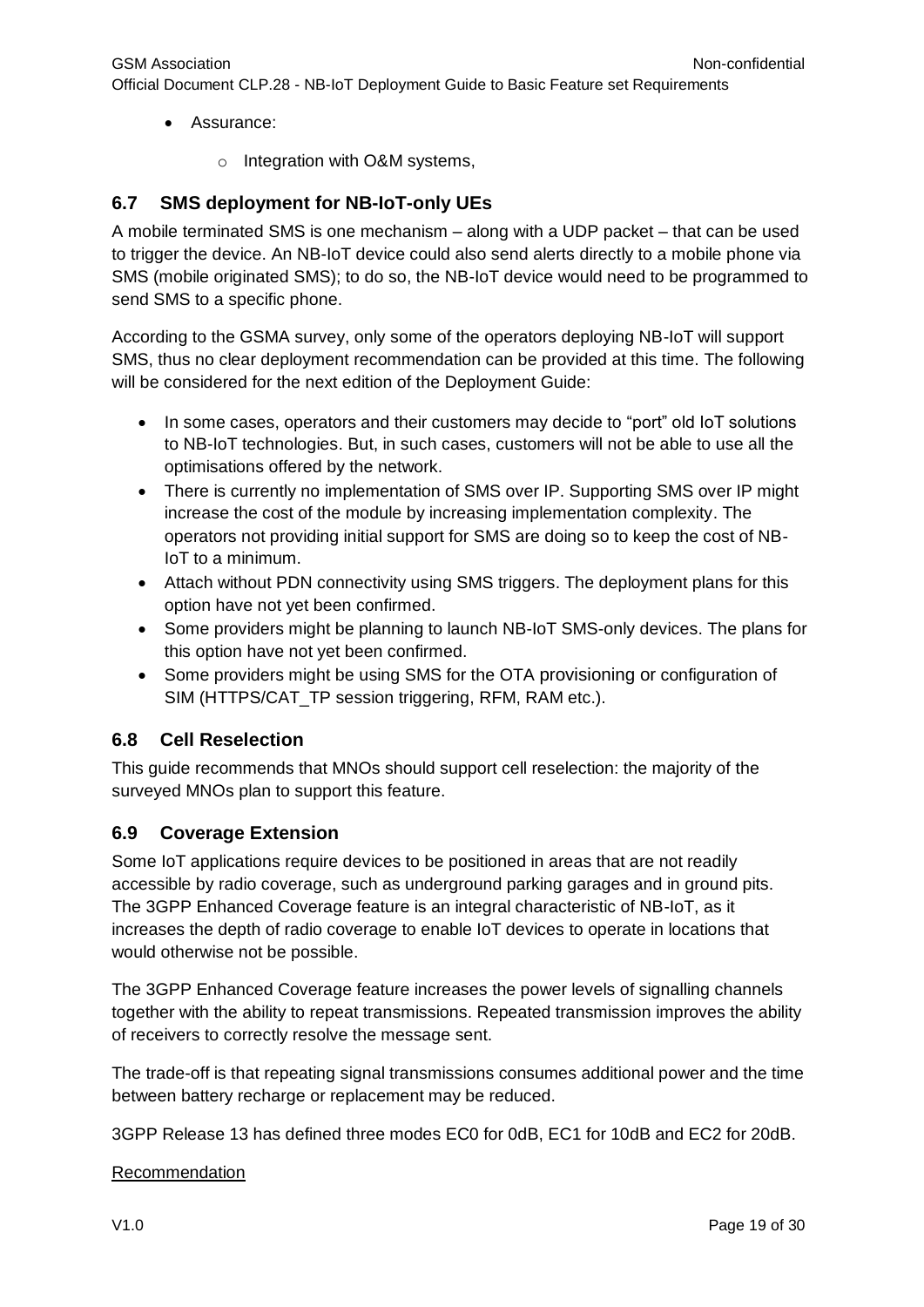- Assurance:
    - Integration with O&M systems,

## 6.7 SMS deployment for NB-IoT-only UEs

A mobile terminated SMS is one mechanism – along with a UDP packet – that can be used to trigger the device. An NB-IoT device could also send alerts directly to a mobile phone via SMS (mobile originated SMS); to do so, the NB-IoT device would need to be programmed to send SMS to a specific phone.

According to the GSMA survey, only some of the operators deploying NB-IoT will support SMS, thus no clear deployment recommendation can be provided at this time. The following will be considered for the next edition of the Deployment Guide:

- In some cases, operators and their customers may decide to "port" old IoT solutions to NB-IoT technologies. But, in such cases, customers will not be able to use all the optimisations offered by the network.
- There is currently no implementation of SMS over IP. Supporting SMS over IP might increase the cost of the module by increasing implementation complexity. The operators not providing initial support for SMS are doing so to keep the cost of NB-IoT to a minimum.
- Attach without PDN connectivity using SMS triggers. The deployment plans for this option have not yet been confirmed.
- Some providers might be planning to launch NB-IoT SMS-only devices. The plans for this option have not yet been confirmed.
- Some providers might be using SMS for the OTA provisioning or configuration of SIM (HTTPS/CAT_TP session triggering, RFM, RAM etc.).

## 6.8 Cell Reselection

This guide recommends that MNOs should support cell reselection: the majority of the surveyed MNOs plan to support this feature.

## 6.9 Coverage Extension

Some IoT applications require devices to be positioned in areas that are not readily accessible by radio coverage, such as underground parking garages and in ground pits. The 3GPP Enhanced Coverage feature is an integral characteristic of NB-IoT, as it increases the depth of radio coverage to enable IoT devices to operate in locations that would otherwise not be possible.

The 3GPP Enhanced Coverage feature increases the power levels of signalling channels together with the ability to repeat transmissions. Repeated transmission improves the ability of receivers to correctly resolve the message sent.

The trade-off is that repeating signal transmissions consumes additional power and the time between battery recharge or replacement may be reduced.

3GPP Release 13 has defined three modes EC0 for 0dB, EC1 for 10dB and EC2 for 20dB.

Recommendation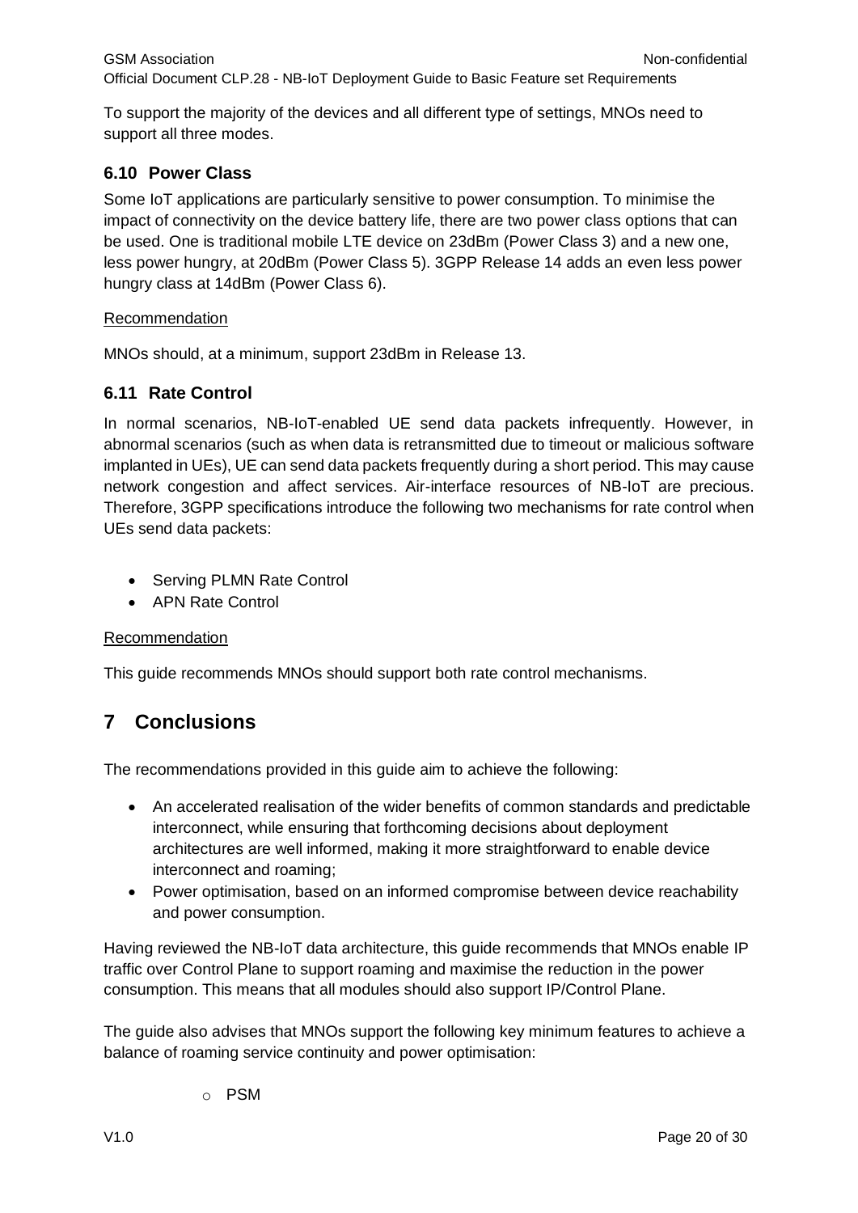To support the majority of the devices and all different type of settings, MNOs need to support all three modes.

### 6.10 Power Class

Some IoT applications are particularly sensitive to power consumption. To minimise the impact of connectivity on the device battery life, there are two power class options that can be used. One is traditional mobile LTE device on 23dBm (Power Class 3) and a new one, less power hungry, at 20dBm (Power Class 5). 3GPP Release 14 adds an even less power hungry class at 14dBm (Power Class 6).

Recommendation

MNOs should, at a minimum, support 23dBm in Release 13.

### 6.11 Rate Control

In normal scenarios, NB-IoT-enabled UE send data packets infrequently. However, in abnormal scenarios (such as when data is retransmitted due to timeout or malicious software implanted in UEs), UE can send data packets frequently during a short period. This may cause network congestion and affect services. Air-interface resources of NB-IoT are precious. Therefore, 3GPP specifications introduce the following two mechanisms for rate control when UEs send data packets:

- Serving PLMN Rate Control
- APN Rate Control

Recommendation

This guide recommends MNOs should support both rate control mechanisms.

## 7 Conclusions

The recommendations provided in this guide aim to achieve the following:

- An accelerated realisation of the wider benefits of common standards and predictable interconnect, while ensuring that forthcoming decisions about deployment architectures are well informed, making it more straightforward to enable device interconnect and roaming;
- Power optimisation, based on an informed compromise between device reachability and power consumption.

Having reviewed the NB-IoT data architecture, this guide recommends that MNOs enable IP traffic over Control Plane to support roaming and maximise the reduction in the power consumption. This means that all modules should also support IP/Control Plane.

The guide also advises that MNOs support the following key minimum features to achieve a balance of roaming service continuity and power optimisation:

- PSM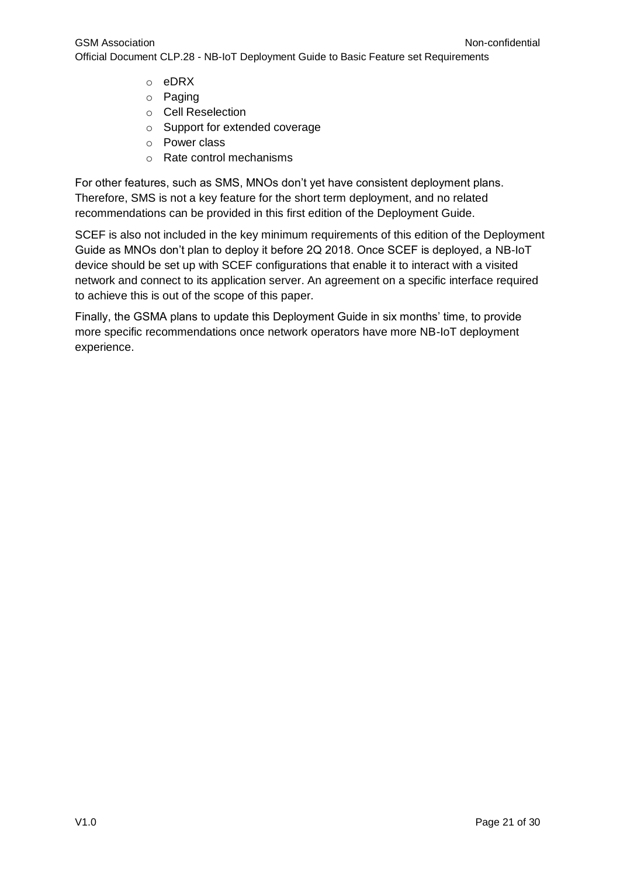- eDRX
- Paging
- Cell Reselection
- Support for extended coverage
- Power class
- Rate control mechanisms

For other features, such as SMS, MNOs don't yet have consistent deployment plans. Therefore, SMS is not a key feature for the short term deployment, and no related recommendations can be provided in this first edition of the Deployment Guide.

SCEF is also not included in the key minimum requirements of this edition of the Deployment Guide as MNOs don't plan to deploy it before 2Q 2018. Once SCEF is deployed, a NB-IoT device should be set up with SCEF configurations that enable it to interact with a visited network and connect to its application server. An agreement on a specific interface required to achieve this is out of the scope of this paper.

Finally, the GSMA plans to update this Deployment Guide in six months' time, to provide more specific recommendations once network operators have more NB-IoT deployment experience.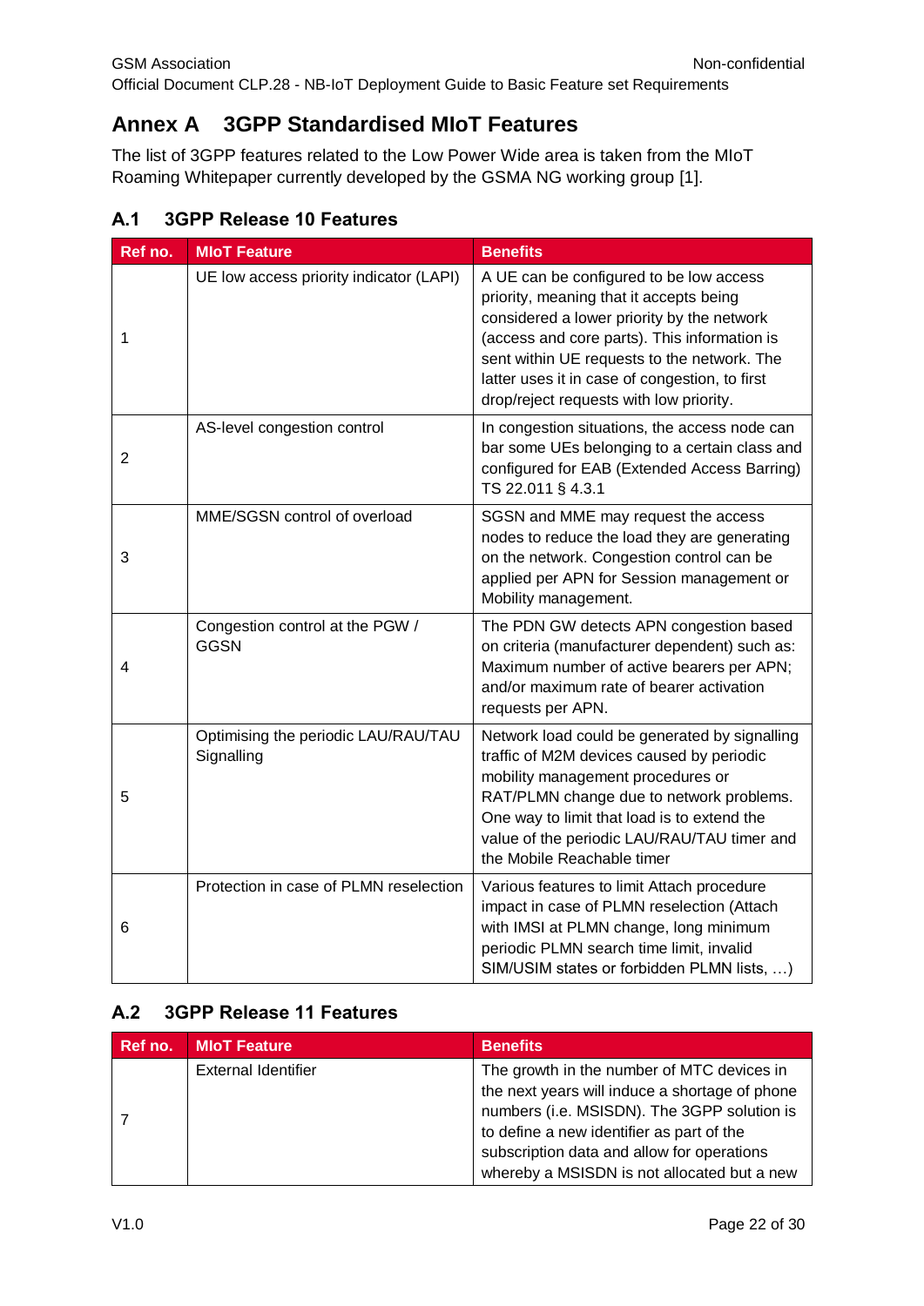# Annex A 3GPP Standardised MIoT Features

The list of 3GPP features related to the Low Power Wide area is taken from the MIoT Roaming Whitepaper currently developed by the GSMA NG working group [1].

## A.1 3GPP Release 10 Features

| Ref no. | MIoT Feature | Benefits |
|---|---|---|
| 1 | UE low access priority indicator (LAPI) | A UE can be configured to be low access priority, meaning that it accepts being considered a lower priority by the network (access and core parts). This information is sent within UE requests to the network. The latter uses it in case of congestion, to first drop/reject requests with low priority. |
| 2 | AS-level congestion control | In congestion situations, the access node can bar some UEs belonging to a certain class and configured for EAB (Extended Access Barring) TS 22.011 § 4.3.1 |
| 3 | MME/SGSN control of overload | SGSN and MME may request the access nodes to reduce the load they are generating on the network. Congestion control can be applied per APN for Session management or Mobility management. |
| 4 | Congestion control at the PGW / GGSN | The PDN GW detects APN congestion based on criteria (manufacturer dependent) such as: Maximum number of active bearers per APN; and/or maximum rate of bearer activation requests per APN. |
| 5 | Optimising the periodic LAU/RAU/TAU Signalling | Network load could be generated by signalling traffic of M2M devices caused by periodic mobility management procedures or RAT/PLMN change due to network problems. One way to limit that load is to extend the value of the periodic LAU/RAU/TAU timer and the Mobile Reachable timer |
| 6 | Protection in case of PLMN reselection | Various features to limit Attach procedure impact in case of PLMN reselection (Attach with IMSI at PLMN change, long minimum periodic PLMN search time limit, invalid SIM/USIM states or forbidden PLMN lists, …) |

## A.2 3GPP Release 11 Features

| Ref no. | MIoT Feature | Benefits |
|---|---|---|
| 7 | External Identifier | The growth in the number of MTC devices in the next years will induce a shortage of phone numbers (i.e. MSISDN). The 3GPP solution is to define a new identifier as part of the subscription data and allow for operations whereby a MSISDN is not allocated but a new |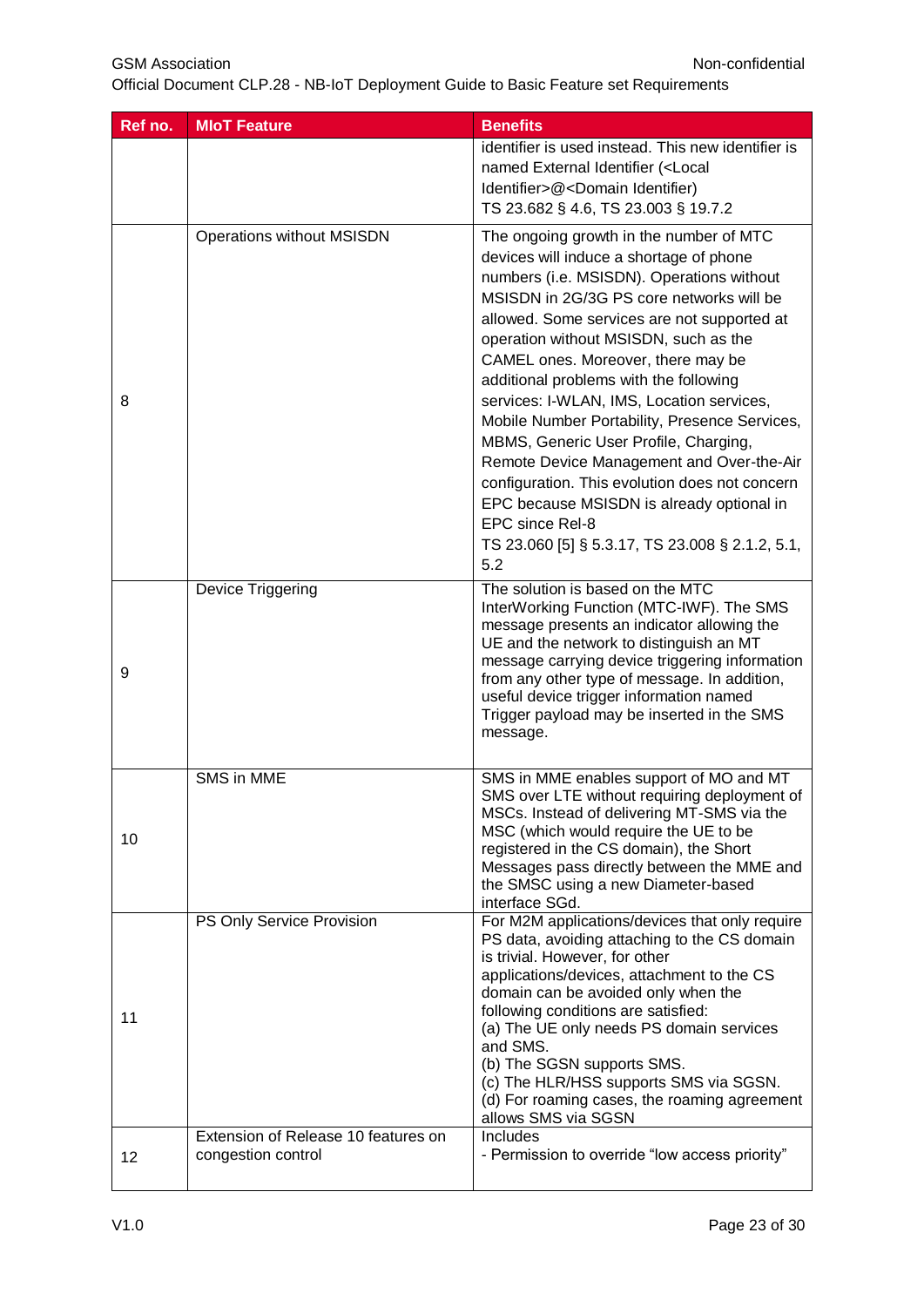| Ref no. | MIoT Feature | Benefits |
|---|---|---|
| | | identifier is used instead. This new identifier is named External Identifier (<Local Identifier>@<Domain Identifier)<br>TS 23.682 § 4.6, TS 23.003 § 19.7.2 |
| 8 | Operations without MSISDN | The ongoing growth in the number of MTC devices will induce a shortage of phone numbers (i.e. MSISDN). Operations without MSISDN in 2G/3G PS core networks will be allowed. Some services are not supported at operation without MSISDN, such as the CAMEL ones. Moreover, there may be additional problems with the following services: I-WLAN, IMS, Location services, Mobile Number Portability, Presence Services, MBMS, Generic User Profile, Charging, Remote Device Management and Over-the-Air configuration. This evolution does not concern EPC because MSISDN is already optional in EPC since Rel-8<br>TS 23.060 [5] § 5.3.17, TS 23.008 § 2.1.2, 5.1, 5.2 |
| 9 | Device Triggering | The solution is based on the MTC InterWorking Function (MTC-IWF). The SMS message presents an indicator allowing the UE and the network to distinguish an MT message carrying device triggering information from any other type of message. In addition, useful device trigger information named Trigger payload may be inserted in the SMS message. |
| 10 | SMS in MME | SMS in MME enables support of MO and MT SMS over LTE without requiring deployment of MSCs. Instead of delivering MT-SMS via the MSC (which would require the UE to be registered in the CS domain), the Short Messages pass directly between the MME and the SMSC using a new Diameter-based interface SGd. |
| 11 | PS Only Service Provision | For M2M applications/devices that only require PS data, avoiding attaching to the CS domain is trivial. However, for other applications/devices, attachment to the CS domain can be avoided only when the following conditions are satisfied:<br>(a) The UE only needs PS domain services and SMS.<br>(b) The SGSN supports SMS.<br>(c) The HLR/HSS supports SMS via SGSN.<br>(d) For roaming cases, the roaming agreement allows SMS via SGSN |
| 12 | Extension of Release 10 features on congestion control | Includes<br>- Permission to override "low access priority" |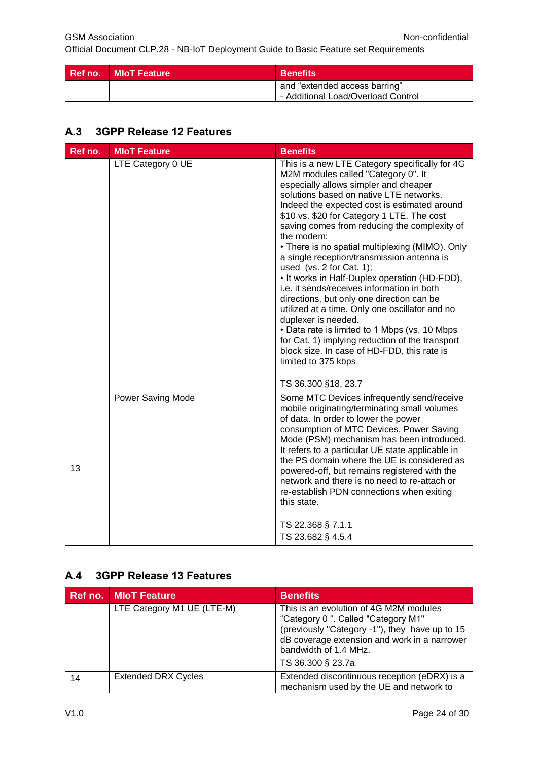| Ref no. | MIoT Feature | Benefits |
|---|---|---|
| | | and "extended access barring"<br>- Additional Load/Overload Control |

## A.3 3GPP Release 12 Features

| Ref no. | MIoT Feature | Benefits |
|---|---|---|
| | LTE Category 0 UE | This is a new LTE Category specifically for 4G M2M modules called "Category 0". It especially allows simpler and cheaper solutions based on native LTE networks. Indeed the expected cost is estimated around $10 vs. $20 for Category 1 LTE. The cost saving comes from reducing the complexity of the modem:<br>• There is no spatial multiplexing (MIMO). Only a single reception/transmission antenna is used (vs. 2 for Cat. 1);<br>• It works in Half-Duplex operation (HD-FDD), i.e. it sends/receives information in both directions, but only one direction can be utilized at a time. Only one oscillator and no duplexer is needed.<br>• Data rate is limited to 1 Mbps (vs. 10 Mbps for Cat. 1) implying reduction of the transport block size. In case of HD-FDD, this rate is limited to 375 kbps<br><br>TS 36.300 §18, 23.7 |
| 13 | Power Saving Mode | Some MTC Devices infrequently send/receive mobile originating/terminating small volumes of data. In order to lower the power consumption of MTC Devices, Power Saving Mode (PSM) mechanism has been introduced. It refers to a particular UE state applicable in the PS domain where the UE is considered as powered-off, but remains registered with the network and there is no need to re-attach or re-establish PDN connections when exiting this state.<br><br>TS 22.368 § 7.1.1<br>TS 23.682 § 4.5.4 |

## A.4 3GPP Release 13 Features

| Ref no. | MIoT Feature | Benefits |
|---|---|---|
| | LTE Category M1 UE (LTE-M) | This is an evolution of 4G M2M modules "Category 0 ". Called "Category M1" (previously "Category -1"), they have up to 15 dB coverage extension and work in a narrower bandwidth of 1.4 MHz.<br>TS 36.300 § 23.7a |
| 14 | Extended DRX Cycles | Extended discontinuous reception (eDRX) is a mechanism used by the UE and network to |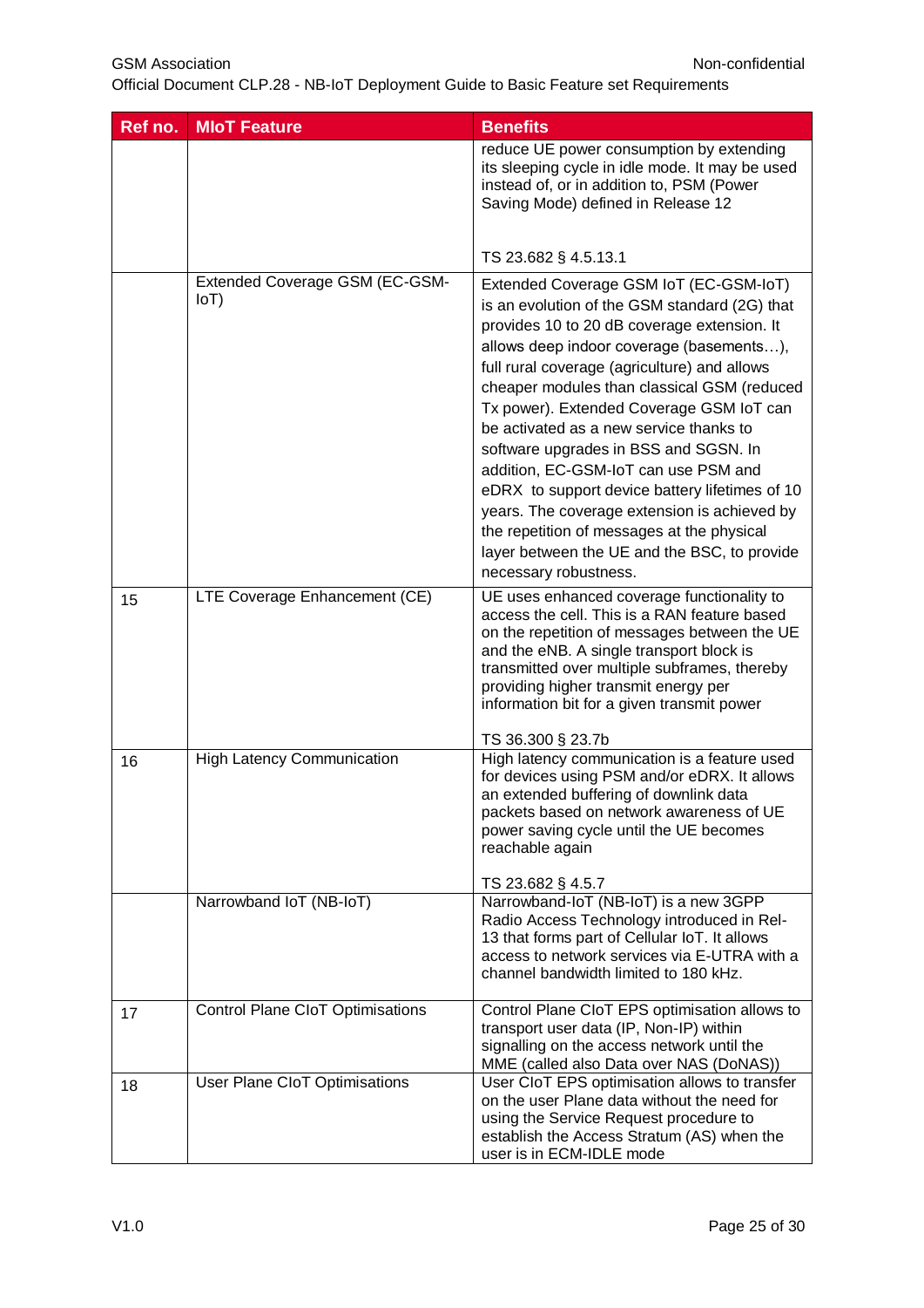| Ref no. | MIoT Feature | Benefits |
|---|---|---|
| | | reduce UE power consumption by extending its sleeping cycle in idle mode. It may be used instead of, or in addition to, PSM (Power Saving Mode) defined in Release 12<br><br>TS 23.682 § 4.5.13.1 |
| | Extended Coverage GSM (EC-GSM-IoT) | Extended Coverage GSM IoT (EC-GSM-IoT) is an evolution of the GSM standard (2G) that provides 10 to 20 dB coverage extension. It allows deep indoor coverage (basements…), full rural coverage (agriculture) and allows cheaper modules than classical GSM (reduced Tx power). Extended Coverage GSM IoT can be activated as a new service thanks to software upgrades in BSS and SGSN. In addition, EC-GSM-IoT can use PSM and eDRX to support device battery lifetimes of 10 years. The coverage extension is achieved by the repetition of messages at the physical layer between the UE and the BSC, to provide necessary robustness. |
| 15 | LTE Coverage Enhancement (CE) | UE uses enhanced coverage functionality to access the cell. This is a RAN feature based on the repetition of messages between the UE and the eNB. A single transport block is transmitted over multiple subframes, thereby providing higher transmit energy per information bit for a given transmit power<br><br>TS 36.300 § 23.7b |
| 16 | High Latency Communication | High latency communication is a feature used for devices using PSM and/or eDRX. It allows an extended buffering of downlink data packets based on network awareness of UE power saving cycle until the UE becomes reachable again<br><br>TS 23.682 § 4.5.7 |
| | Narrowband IoT (NB-IoT) | Narrowband-IoT (NB-IoT) is a new 3GPP Radio Access Technology introduced in Rel-13 that forms part of Cellular IoT. It allows access to network services via E-UTRA with a channel bandwidth limited to 180 kHz. |
| 17 | Control Plane CIoT Optimisations | Control Plane CIoT EPS optimisation allows to transport user data (IP, Non-IP) within signalling on the access network until the MME (called also Data over NAS (DoNAS)) |
| 18 | User Plane CIoT Optimisations | User CIoT EPS optimisation allows to transfer on the user Plane data without the need for using the Service Request procedure to establish the Access Stratum (AS) when the user is in ECM-IDLE mode |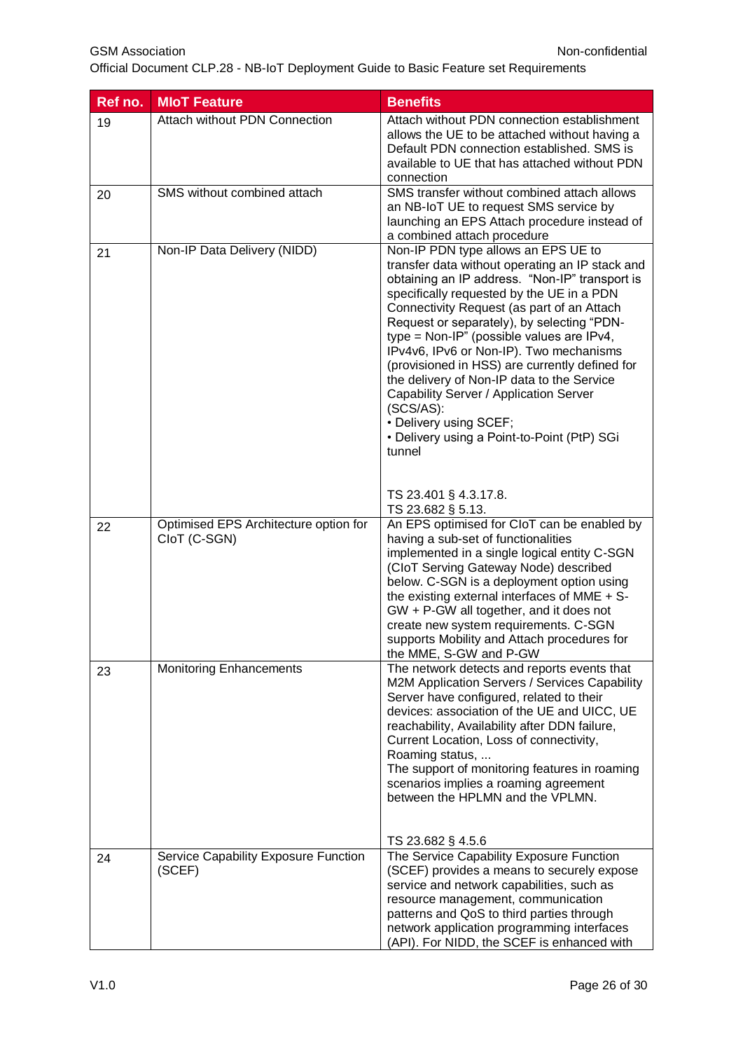| Ref no. | MIoT Feature | Benefits |
|---|---|---|
| 19 | Attach without PDN Connection | Attach without PDN connection establishment allows the UE to be attached without having a Default PDN connection established. SMS is available to UE that has attached without PDN connection |
| 20 | SMS without combined attach | SMS transfer without combined attach allows an NB-IoT UE to request SMS service by launching an EPS Attach procedure instead of a combined attach procedure |
| 21 | Non-IP Data Delivery (NIDD) | Non-IP PDN type allows an EPS UE to transfer data without operating an IP stack and obtaining an IP address. "Non-IP" transport is specifically requested by the UE in a PDN Connectivity Request (as part of an Attach Request or separately), by selecting "PDN-type = Non-IP" (possible values are IPv4, IPv4v6, IPv6 or Non-IP). Two mechanisms (provisioned in HSS) are currently defined for the delivery of Non-IP data to the Service Capability Server / Application Server (SCS/AS):<br>• Delivery using SCEF;<br>• Delivery using a Point-to-Point (PtP) SGi tunnel<br><br>TS 23.401 § 4.3.17.8.<br>TS 23.682 § 5.13. |
| 22 | Optimised EPS Architecture option for CIoT (C-SGN) | An EPS optimised for CIoT can be enabled by having a sub-set of functionalities implemented in a single logical entity C-SGN (CIoT Serving Gateway Node) described below. C-SGN is a deployment option using the existing external interfaces of MME + S-GW + P-GW all together, and it does not create new system requirements. C-SGN supports Mobility and Attach procedures for the MME, S-GW and P-GW |
| 23 | Monitoring Enhancements | The network detects and reports events that M2M Application Servers / Services Capability Server have configured, related to their devices: association of the UE and UICC, UE reachability, Availability after DDN failure, Current Location, Loss of connectivity, Roaming status, ...<br>The support of monitoring features in roaming scenarios implies a roaming agreement between the HPLMN and the VPLMN.<br><br>TS 23.682 § 4.5.6 |
| 24 | Service Capability Exposure Function (SCEF) | The Service Capability Exposure Function (SCEF) provides a means to securely expose service and network capabilities, such as resource management, communication patterns and QoS to third parties through network application programming interfaces (API). For NIDD, the SCEF is enhanced with |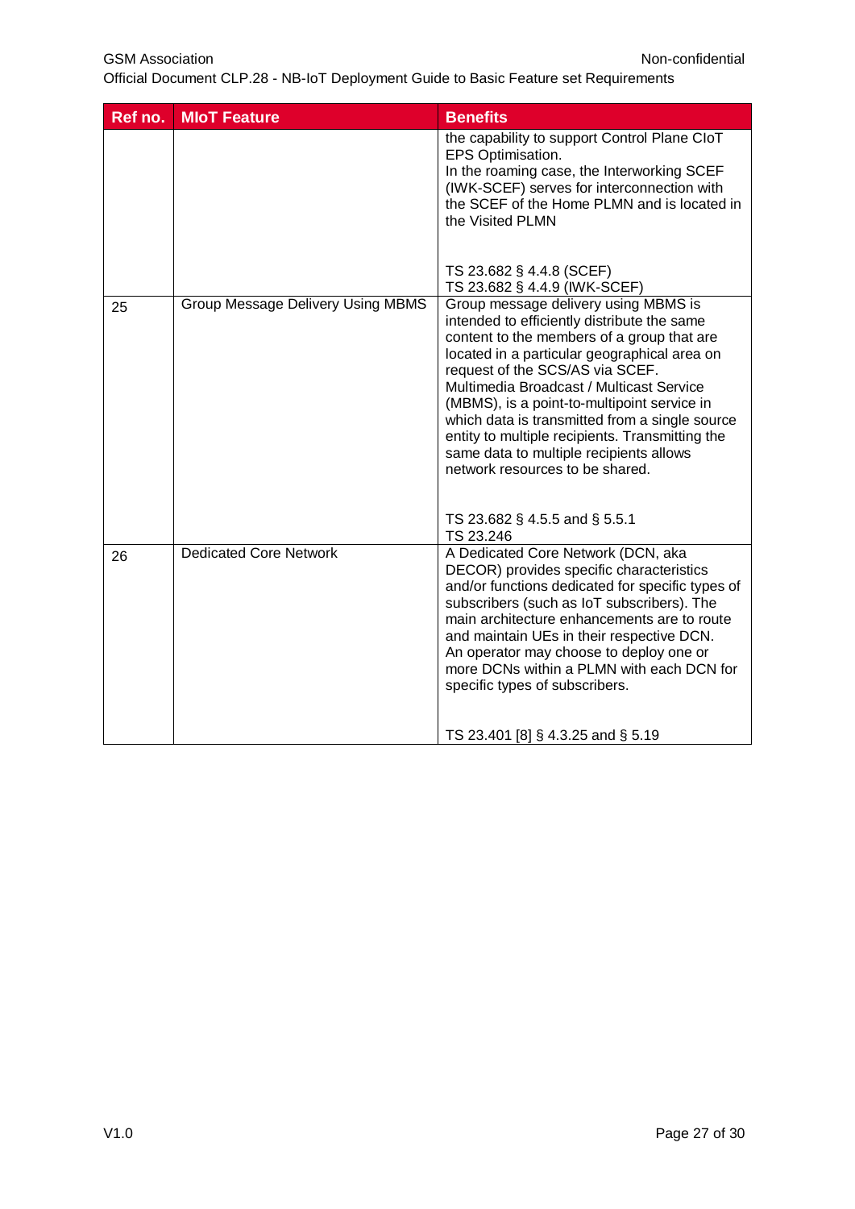| Ref no. | MIoT Feature | Benefits |
|---|---|---|
| | | the capability to support Control Plane CIoT EPS Optimisation.<br>In the roaming case, the Interworking SCEF (IWK-SCEF) serves for interconnection with the SCEF of the Home PLMN and is located in the Visited PLMN<br><br>TS 23.682 § 4.4.8 (SCEF)<br>TS 23.682 § 4.4.9 (IWK-SCEF) |
| 25 | Group Message Delivery Using MBMS | Group message delivery using MBMS is intended to efficiently distribute the same content to the members of a group that are located in a particular geographical area on request of the SCS/AS via SCEF.<br>Multimedia Broadcast / Multicast Service (MBMS), is a point-to-multipoint service in which data is transmitted from a single source entity to multiple recipients. Transmitting the same data to multiple recipients allows network resources to be shared.<br><br>TS 23.682 § 4.5.5 and § 5.5.1<br>TS 23.246 |
| 26 | Dedicated Core Network | A Dedicated Core Network (DCN, aka DECOR) provides specific characteristics and/or functions dedicated for specific types of subscribers (such as IoT subscribers). The main architecture enhancements are to route and maintain UEs in their respective DCN.<br>An operator may choose to deploy one or more DCNs within a PLMN with each DCN for specific types of subscribers.<br><br>TS 23.401 [8] § 4.3.25 and § 5.19 |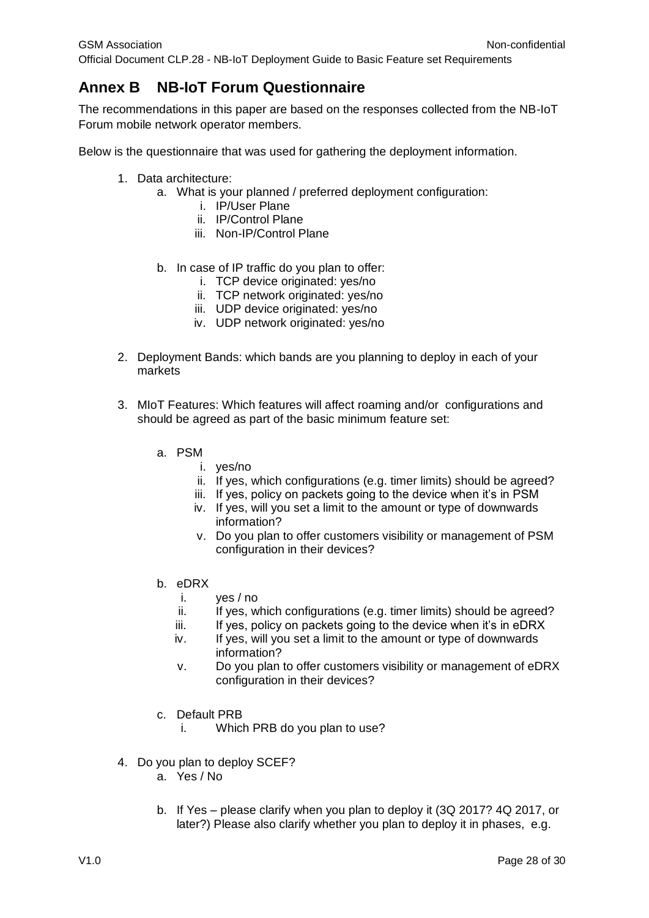# Annex B NB-IoT Forum Questionnaire

The recommendations in this paper are based on the responses collected from the NB-IoT Forum mobile network operator members.

Below is the questionnaire that was used for gathering the deployment information.

1. Data architecture:
    a. What is your planned / preferred deployment configuration:
        i. IP/User Plane
        ii. IP/Control Plane
        iii. Non-IP/Control Plane

    b. In case of IP traffic do you plan to offer:
        i. TCP device originated: yes/no
        ii. TCP network originated: yes/no
        iii. UDP device originated: yes/no
        iv. UDP network originated: yes/no

2. Deployment Bands: which bands are you planning to deploy in each of your markets

3. MIoT Features: Which features will affect roaming and/or configurations and should be agreed as part of the basic minimum feature set:

    a. PSM
        i. yes/no
        ii. If yes, which configurations (e.g. timer limits) should be agreed?
        iii. If yes, policy on packets going to the device when it's in PSM
        iv. If yes, will you set a limit to the amount or type of downwards information?
        v. Do you plan to offer customers visibility or management of PSM configuration in their devices?

    b. eDRX
        i. yes / no
        ii. If yes, which configurations (e.g. timer limits) should be agreed?
        iii. If yes, policy on packets going to the device when it's in eDRX
        iv. If yes, will you set a limit to the amount or type of downwards information?
        v. Do you plan to offer customers visibility or management of eDRX configuration in their devices?

    c. Default PRB
        i. Which PRB do you plan to use?

4. Do you plan to deploy SCEF?
    a. Yes / No

    b. If Yes – please clarify when you plan to deploy it (3Q 2017? 4Q 2017, or later?) Please also clarify whether you plan to deploy it in phases, e.g.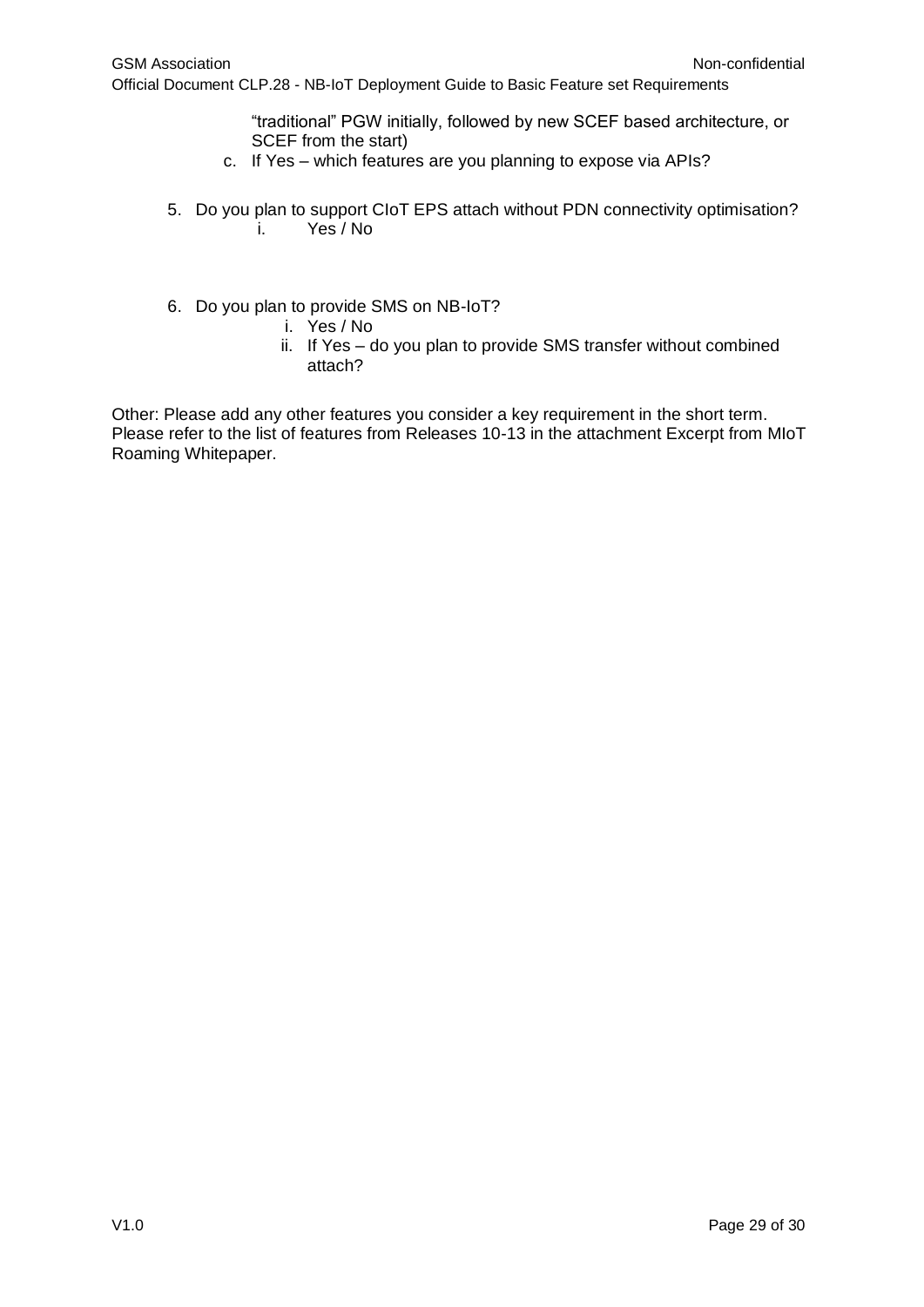"traditional" PGW initially, followed by new SCEF based architecture, or SCEF from the start)

   c. If Yes – which features are you planning to expose via APIs?

5. Do you plan to support CIoT EPS attach without PDN connectivity optimisation?
   i. Yes / No

6. Do you plan to provide SMS on NB-IoT?
   i. Yes / No
   ii. If Yes – do you plan to provide SMS transfer without combined attach?

Other: Please add any other features you consider a key requirement in the short term. Please refer to the list of features from Releases 10-13 in the attachment Excerpt from MIoT Roaming Whitepaper.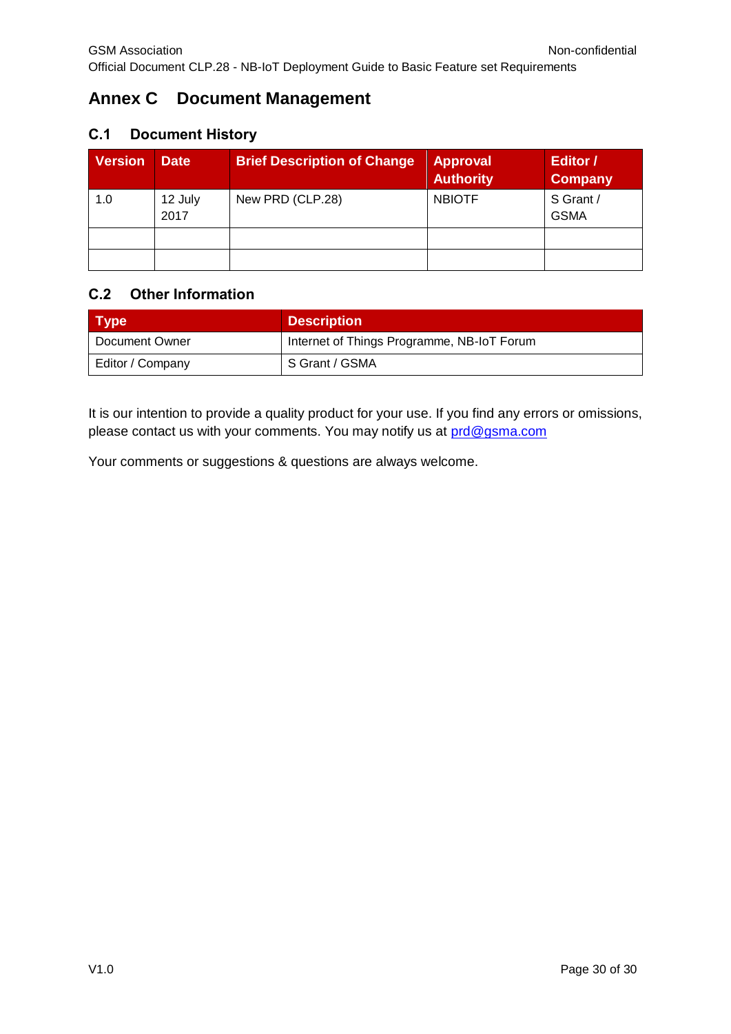# Annex C Document Management

## C.1 Document History

| Version | Date | Brief Description of Change | Approval Authority | Editor / Company |
|---|---|---|---|---|
| 1.0 | 12 July 2017 | New PRD (CLP.28) | NBIOTF | S Grant / GSMA |
| | | | | |
| | | | | |

## C.2 Other Information

| Type | Description |
|---|---|
| Document Owner | Internet of Things Programme, NB-IoT Forum |
| Editor / Company | S Grant / GSMA |

It is our intention to provide a quality product for your use. If you find any errors or omissions, please contact us with your comments. You may notify us at prd@gsma.com

Your comments or suggestions & questions are always welcome.